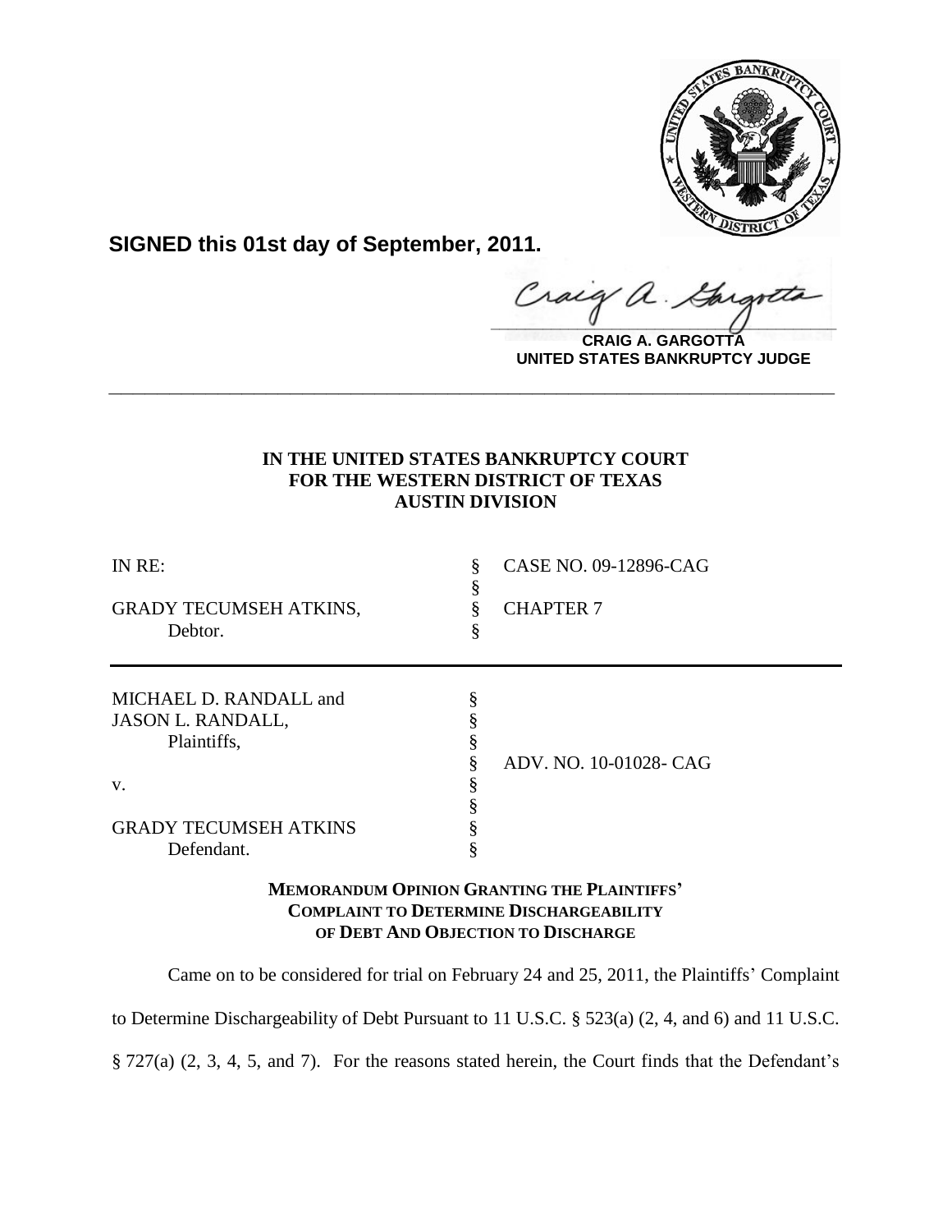**SIGNED this 01st day of September, 2011.**

**CRAIG A. GARGOTTA**
**UNITED STATES BANKRUPTCY JUDGE**

---

**IN THE UNITED STATES BANKRUPTCY COURT**
**FOR THE WESTERN DISTRICT OF TEXAS**
**AUSTIN DIVISION**

| | | |
|---|---|---|
| IN RE: | § | CASE NO. 09-12896-CAG |
| | § | |
| GRADY TECUMSEH ATKINS, | § | CHAPTER 7 |
| Debtor. | § | |

| | | |
|---|---|---|
| MICHAEL D. RANDALL and | § | |
| JASON L. RANDALL, | § | |
| Plaintiffs, | § | |
| | § | ADV. NO. 10-01028- CAG |
| v. | § | |
| | § | |
| GRADY TECUMSEH ATKINS | § | |
| Defendant. | § | |

**MEMORANDUM OPINION GRANTING THE PLAINTIFFS' COMPLAINT TO DETERMINE DISCHARGEABILITY OF DEBT AND OBJECTION TO DISCHARGE**

Came on to be considered for trial on February 24 and 25, 2011, the Plaintiffs' Complaint to Determine Dischargeability of Debt Pursuant to 11 U.S.C. § 523(a) (2, 4, and 6) and 11 U.S.C. § 727(a) (2, 3, 4, 5, and 7). For the reasons stated herein, the Court finds that the Defendant's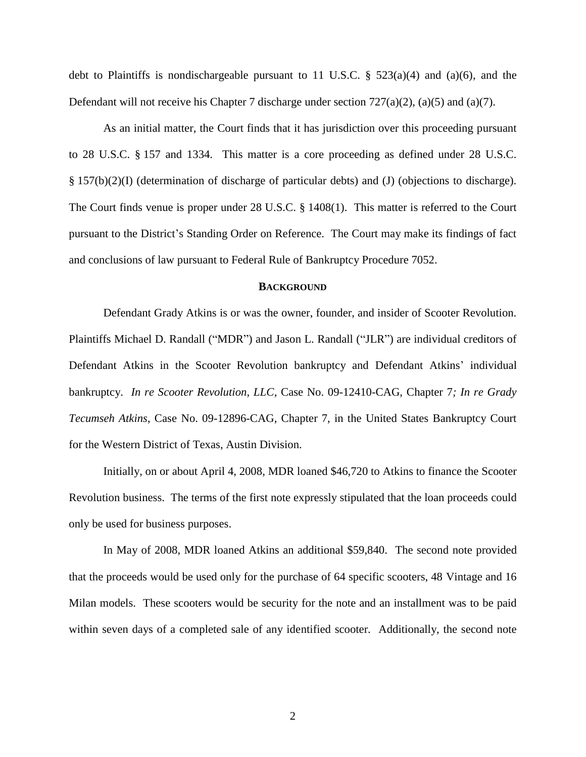debt to Plaintiffs is nondischargeable pursuant to 11 U.S.C. § 523(a)(4) and (a)(6), and the Defendant will not receive his Chapter 7 discharge under section 727(a)(2), (a)(5) and (a)(7).

As an initial matter, the Court finds that it has jurisdiction over this proceeding pursuant to 28 U.S.C. § 157 and 1334. This matter is a core proceeding as defined under 28 U.S.C. § 157(b)(2)(I) (determination of discharge of particular debts) and (J) (objections to discharge). The Court finds venue is proper under 28 U.S.C. § 1408(1). This matter is referred to the Court pursuant to the District's Standing Order on Reference. The Court may make its findings of fact and conclusions of law pursuant to Federal Rule of Bankruptcy Procedure 7052.

## BACKGROUND

Defendant Grady Atkins is or was the owner, founder, and insider of Scooter Revolution. Plaintiffs Michael D. Randall ("MDR") and Jason L. Randall ("JLR") are individual creditors of Defendant Atkins in the Scooter Revolution bankruptcy and Defendant Atkins' individual bankruptcy. *In re Scooter Revolution, LLC*, Case No. 09-12410-CAG, Chapter 7*; In re Grady Tecumseh Atkins*, Case No. 09-12896-CAG, Chapter 7, in the United States Bankruptcy Court for the Western District of Texas, Austin Division.

Initially, on or about April 4, 2008, MDR loaned $46,720 to Atkins to finance the Scooter Revolution business. The terms of the first note expressly stipulated that the loan proceeds could only be used for business purposes.

In May of 2008, MDR loaned Atkins an additional $59,840. The second note provided that the proceeds would be used only for the purchase of 64 specific scooters, 48 Vintage and 16 Milan models. These scooters would be security for the note and an installment was to be paid within seven days of a completed sale of any identified scooter. Additionally, the second note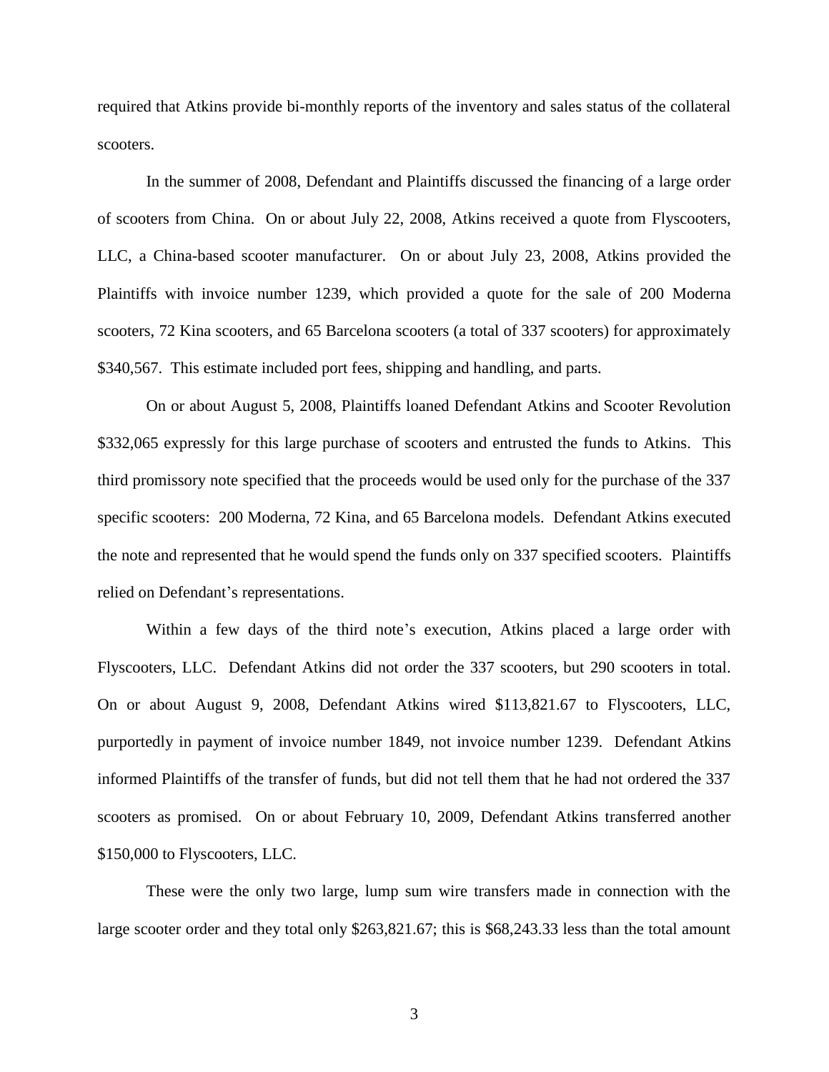required that Atkins provide bi-monthly reports of the inventory and sales status of the collateral scooters.

In the summer of 2008, Defendant and Plaintiffs discussed the financing of a large order of scooters from China. On or about July 22, 2008, Atkins received a quote from Flyscooters, LLC, a China-based scooter manufacturer. On or about July 23, 2008, Atkins provided the Plaintiffs with invoice number 1239, which provided a quote for the sale of 200 Moderna scooters, 72 Kina scooters, and 65 Barcelona scooters (a total of 337 scooters) for approximately $340,567. This estimate included port fees, shipping and handling, and parts.

On or about August 5, 2008, Plaintiffs loaned Defendant Atkins and Scooter Revolution $332,065 expressly for this large purchase of scooters and entrusted the funds to Atkins. This third promissory note specified that the proceeds would be used only for the purchase of the 337 specific scooters: 200 Moderna, 72 Kina, and 65 Barcelona models. Defendant Atkins executed the note and represented that he would spend the funds only on 337 specified scooters. Plaintiffs relied on Defendant's representations.

Within a few days of the third note's execution, Atkins placed a large order with Flyscooters, LLC. Defendant Atkins did not order the 337 scooters, but 290 scooters in total. On or about August 9, 2008, Defendant Atkins wired $113,821.67 to Flyscooters, LLC, purportedly in payment of invoice number 1849, not invoice number 1239. Defendant Atkins informed Plaintiffs of the transfer of funds, but did not tell them that he had not ordered the 337 scooters as promised. On or about February 10, 2009, Defendant Atkins transferred another $150,000 to Flyscooters, LLC.

These were the only two large, lump sum wire transfers made in connection with the large scooter order and they total only $263,821.67; this is $68,243.33 less than the total amount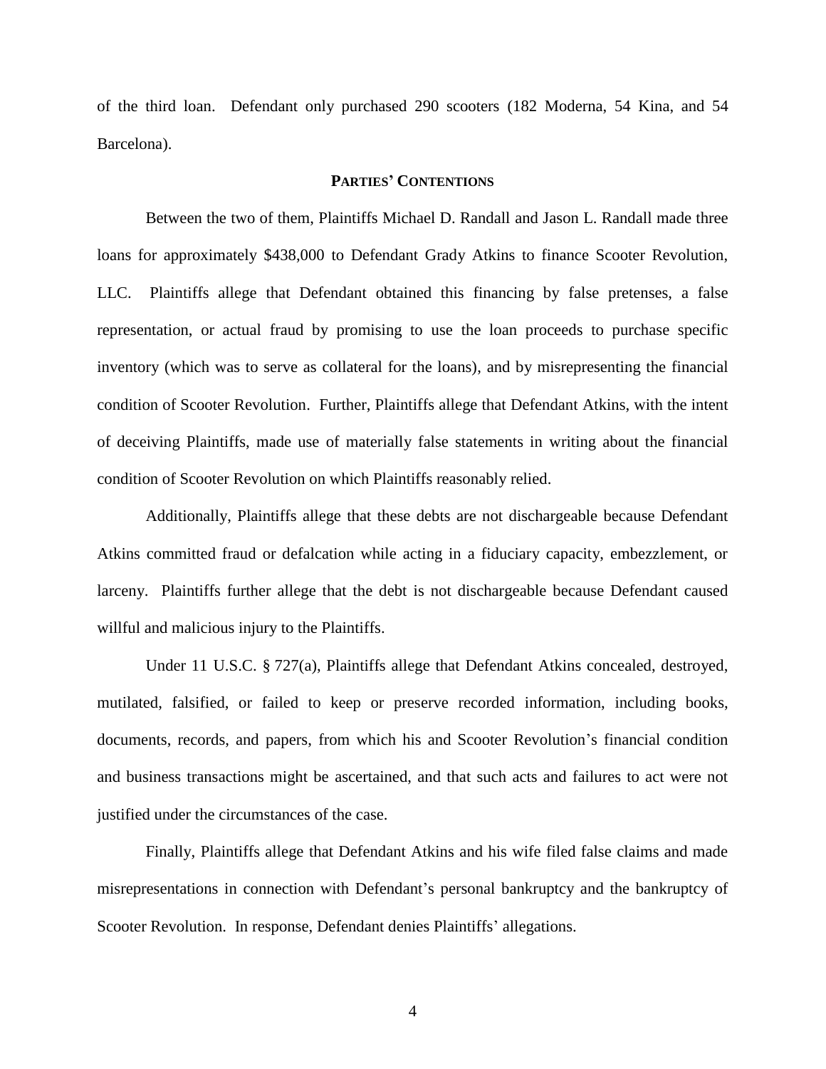of the third loan. Defendant only purchased 290 scooters (182 Moderna, 54 Kina, and 54 Barcelona).

## PARTIES' CONTENTIONS

Between the two of them, Plaintiffs Michael D. Randall and Jason L. Randall made three loans for approximately $438,000 to Defendant Grady Atkins to finance Scooter Revolution, LLC. Plaintiffs allege that Defendant obtained this financing by false pretenses, a false representation, or actual fraud by promising to use the loan proceeds to purchase specific inventory (which was to serve as collateral for the loans), and by misrepresenting the financial condition of Scooter Revolution. Further, Plaintiffs allege that Defendant Atkins, with the intent of deceiving Plaintiffs, made use of materially false statements in writing about the financial condition of Scooter Revolution on which Plaintiffs reasonably relied.

Additionally, Plaintiffs allege that these debts are not dischargeable because Defendant Atkins committed fraud or defalcation while acting in a fiduciary capacity, embezzlement, or larceny. Plaintiffs further allege that the debt is not dischargeable because Defendant caused willful and malicious injury to the Plaintiffs.

Under 11 U.S.C. § 727(a), Plaintiffs allege that Defendant Atkins concealed, destroyed, mutilated, falsified, or failed to keep or preserve recorded information, including books, documents, records, and papers, from which his and Scooter Revolution's financial condition and business transactions might be ascertained, and that such acts and failures to act were not justified under the circumstances of the case.

Finally, Plaintiffs allege that Defendant Atkins and his wife filed false claims and made misrepresentations in connection with Defendant's personal bankruptcy and the bankruptcy of Scooter Revolution. In response, Defendant denies Plaintiffs' allegations.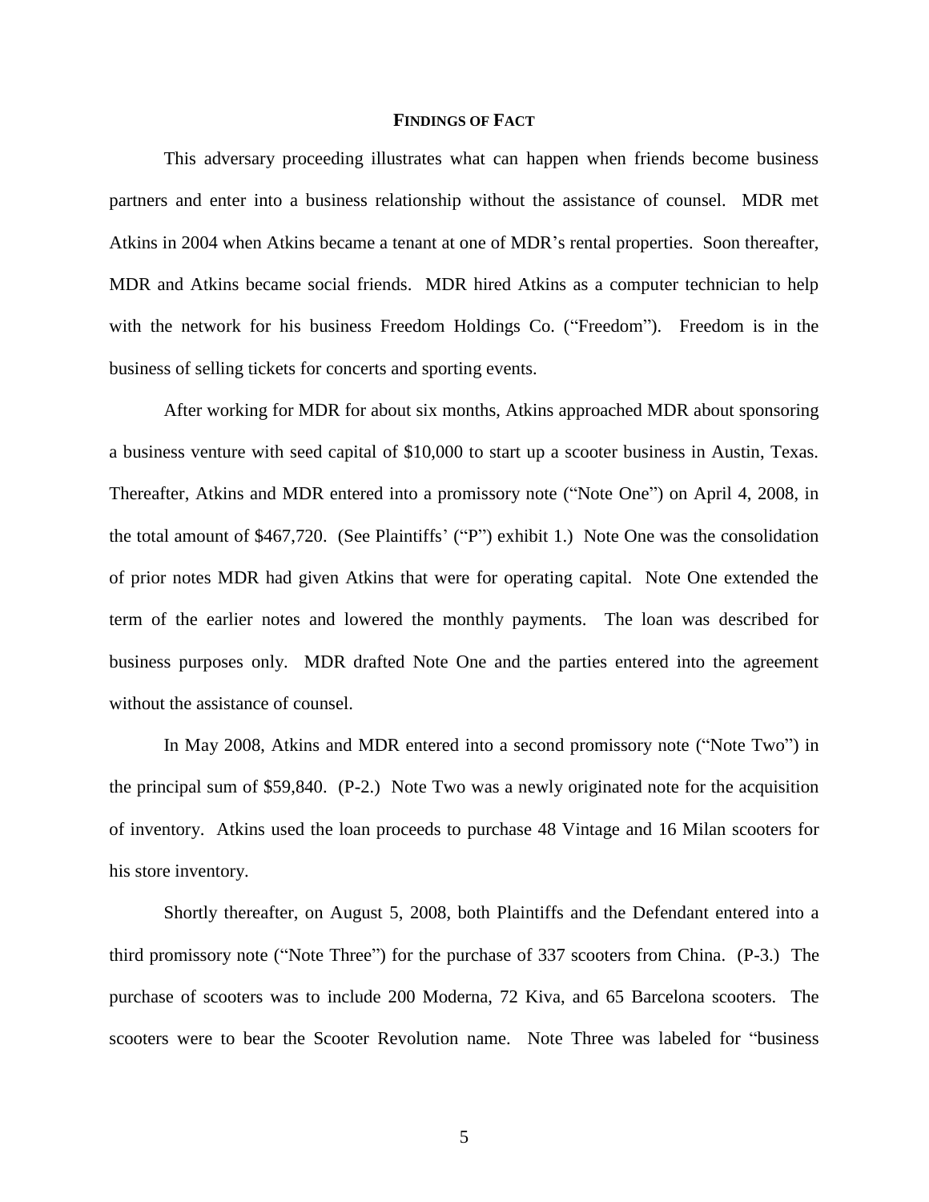## FINDINGS OF FACT

This adversary proceeding illustrates what can happen when friends become business partners and enter into a business relationship without the assistance of counsel. MDR met Atkins in 2004 when Atkins became a tenant at one of MDR's rental properties. Soon thereafter, MDR and Atkins became social friends. MDR hired Atkins as a computer technician to help with the network for his business Freedom Holdings Co. ("Freedom"). Freedom is in the business of selling tickets for concerts and sporting events.

After working for MDR for about six months, Atkins approached MDR about sponsoring a business venture with seed capital of $10,000 to start up a scooter business in Austin, Texas. Thereafter, Atkins and MDR entered into a promissory note ("Note One") on April 4, 2008, in the total amount of $467,720. (See Plaintiffs' ("P") exhibit 1.) Note One was the consolidation of prior notes MDR had given Atkins that were for operating capital. Note One extended the term of the earlier notes and lowered the monthly payments. The loan was described for business purposes only. MDR drafted Note One and the parties entered into the agreement without the assistance of counsel.

In May 2008, Atkins and MDR entered into a second promissory note ("Note Two") in the principal sum of $59,840. (P-2.) Note Two was a newly originated note for the acquisition of inventory. Atkins used the loan proceeds to purchase 48 Vintage and 16 Milan scooters for his store inventory.

Shortly thereafter, on August 5, 2008, both Plaintiffs and the Defendant entered into a third promissory note ("Note Three") for the purchase of 337 scooters from China. (P-3.) The purchase of scooters was to include 200 Moderna, 72 Kiva, and 65 Barcelona scooters. The scooters were to bear the Scooter Revolution name. Note Three was labeled for "business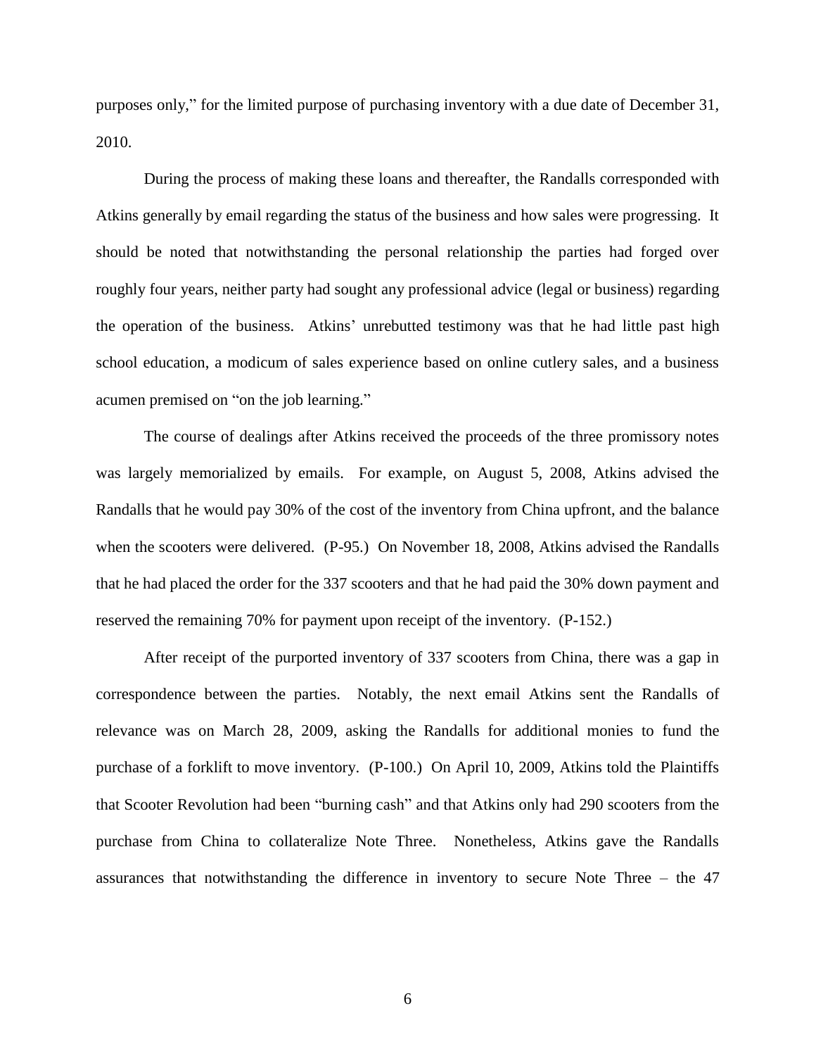purposes only," for the limited purpose of purchasing inventory with a due date of December 31, 2010.

During the process of making these loans and thereafter, the Randalls corresponded with Atkins generally by email regarding the status of the business and how sales were progressing. It should be noted that notwithstanding the personal relationship the parties had forged over roughly four years, neither party had sought any professional advice (legal or business) regarding the operation of the business. Atkins' unrebutted testimony was that he had little past high school education, a modicum of sales experience based on online cutlery sales, and a business acumen premised on "on the job learning."

The course of dealings after Atkins received the proceeds of the three promissory notes was largely memorialized by emails. For example, on August 5, 2008, Atkins advised the Randalls that he would pay 30% of the cost of the inventory from China upfront, and the balance when the scooters were delivered. (P-95.) On November 18, 2008, Atkins advised the Randalls that he had placed the order for the 337 scooters and that he had paid the 30% down payment and reserved the remaining 70% for payment upon receipt of the inventory. (P-152.)

After receipt of the purported inventory of 337 scooters from China, there was a gap in correspondence between the parties. Notably, the next email Atkins sent the Randalls of relevance was on March 28, 2009, asking the Randalls for additional monies to fund the purchase of a forklift to move inventory. (P-100.) On April 10, 2009, Atkins told the Plaintiffs that Scooter Revolution had been "burning cash" and that Atkins only had 290 scooters from the purchase from China to collateralize Note Three. Nonetheless, Atkins gave the Randalls assurances that notwithstanding the difference in inventory to secure Note Three – the 47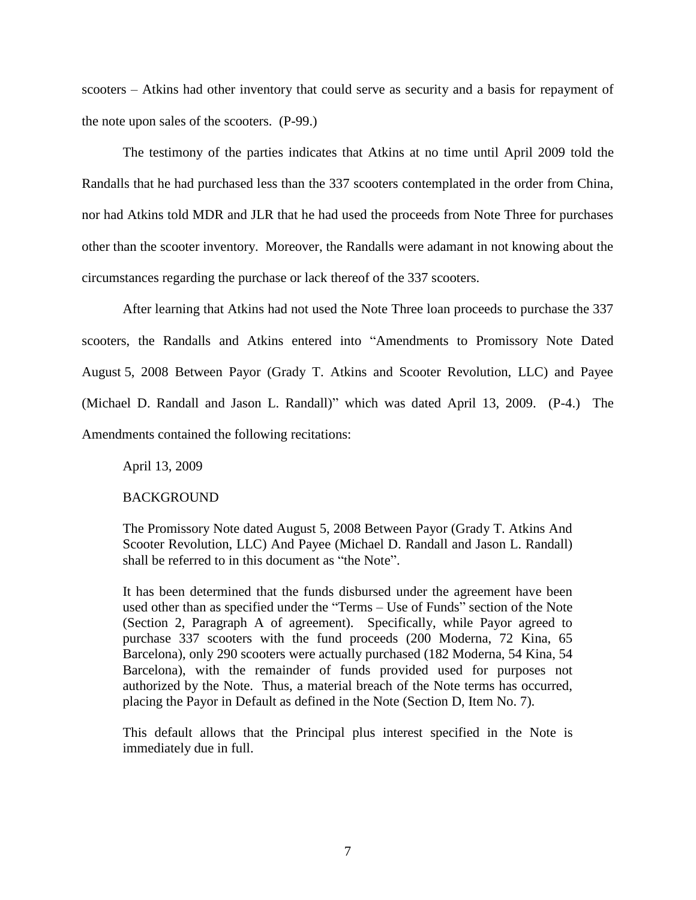scooters – Atkins had other inventory that could serve as security and a basis for repayment of the note upon sales of the scooters. (P-99.)

The testimony of the parties indicates that Atkins at no time until April 2009 told the Randalls that he had purchased less than the 337 scooters contemplated in the order from China, nor had Atkins told MDR and JLR that he had used the proceeds from Note Three for purchases other than the scooter inventory. Moreover, the Randalls were adamant in not knowing about the circumstances regarding the purchase or lack thereof of the 337 scooters.

After learning that Atkins had not used the Note Three loan proceeds to purchase the 337 scooters, the Randalls and Atkins entered into "Amendments to Promissory Note Dated August 5, 2008 Between Payor (Grady T. Atkins and Scooter Revolution, LLC) and Payee (Michael D. Randall and Jason L. Randall)" which was dated April 13, 2009. (P-4.) The Amendments contained the following recitations:

> April 13, 2009
>
> BACKGROUND
>
> The Promissory Note dated August 5, 2008 Between Payor (Grady T. Atkins And Scooter Revolution, LLC) And Payee (Michael D. Randall and Jason L. Randall) shall be referred to in this document as "the Note".
>
> It has been determined that the funds disbursed under the agreement have been used other than as specified under the "Terms – Use of Funds" section of the Note (Section 2, Paragraph A of agreement). Specifically, while Payor agreed to purchase 337 scooters with the fund proceeds (200 Moderna, 72 Kina, 65 Barcelona), only 290 scooters were actually purchased (182 Moderna, 54 Kina, 54 Barcelona), with the remainder of funds provided used for purposes not authorized by the Note. Thus, a material breach of the Note terms has occurred, placing the Payor in Default as defined in the Note (Section D, Item No. 7).
>
> This default allows that the Principal plus interest specified in the Note is immediately due in full.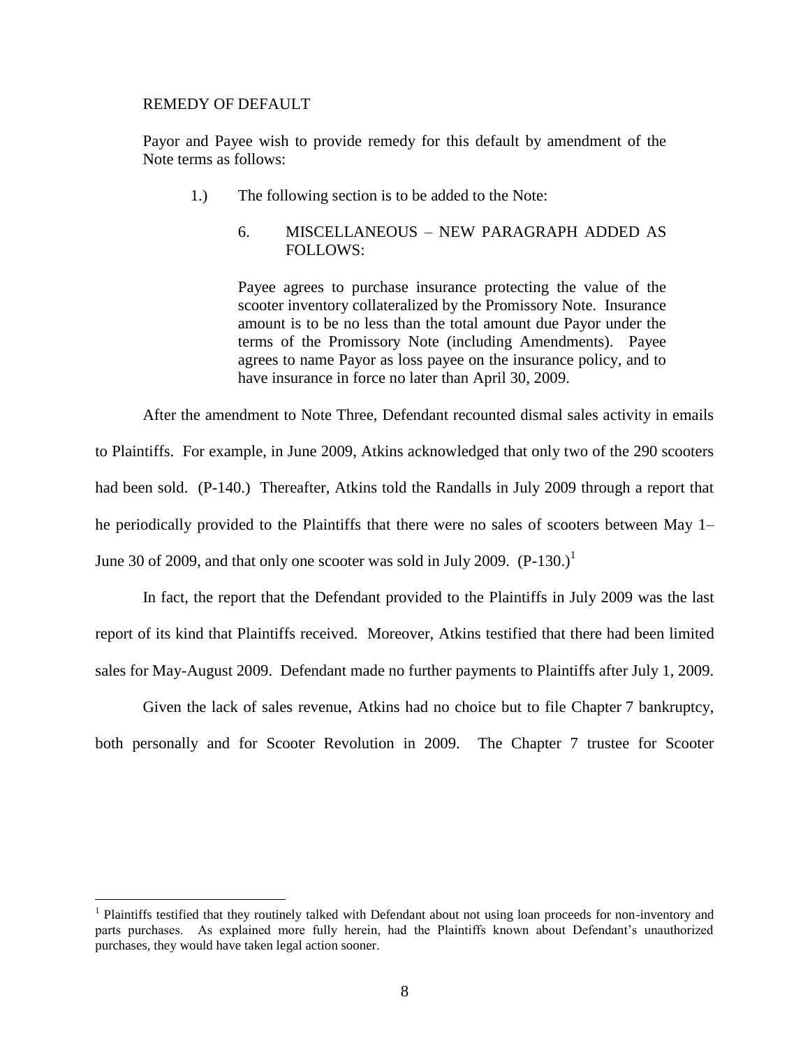REMEDY OF DEFAULT

Payor and Payee wish to provide remedy for this default by amendment of the Note terms as follows:

1.) The following section is to be added to the Note:

> 6. MISCELLANEOUS – NEW PARAGRAPH ADDED AS FOLLOWS:
>
> Payee agrees to purchase insurance protecting the value of the scooter inventory collateralized by the Promissory Note. Insurance amount is to be no less than the total amount due Payor under the terms of the Promissory Note (including Amendments). Payee agrees to name Payor as loss payee on the insurance policy, and to have insurance in force no later than April 30, 2009.

After the amendment to Note Three, Defendant recounted dismal sales activity in emails to Plaintiffs. For example, in June 2009, Atkins acknowledged that only two of the 290 scooters had been sold. (P-140.) Thereafter, Atkins told the Randalls in July 2009 through a report that he periodically provided to the Plaintiffs that there were no sales of scooters between May 1–June 30 of 2009, and that only one scooter was sold in July 2009. (P-130.)[1]

In fact, the report that the Defendant provided to the Plaintiffs in July 2009 was the last report of its kind that Plaintiffs received. Moreover, Atkins testified that there had been limited sales for May-August 2009. Defendant made no further payments to Plaintiffs after July 1, 2009.

Given the lack of sales revenue, Atkins had no choice but to file Chapter 7 bankruptcy, both personally and for Scooter Revolution in 2009. The Chapter 7 trustee for Scooter

---

[1] Plaintiffs testified that they routinely talked with Defendant about not using loan proceeds for non-inventory and parts purchases. As explained more fully herein, had the Plaintiffs known about Defendant's unauthorized purchases, they would have taken legal action sooner.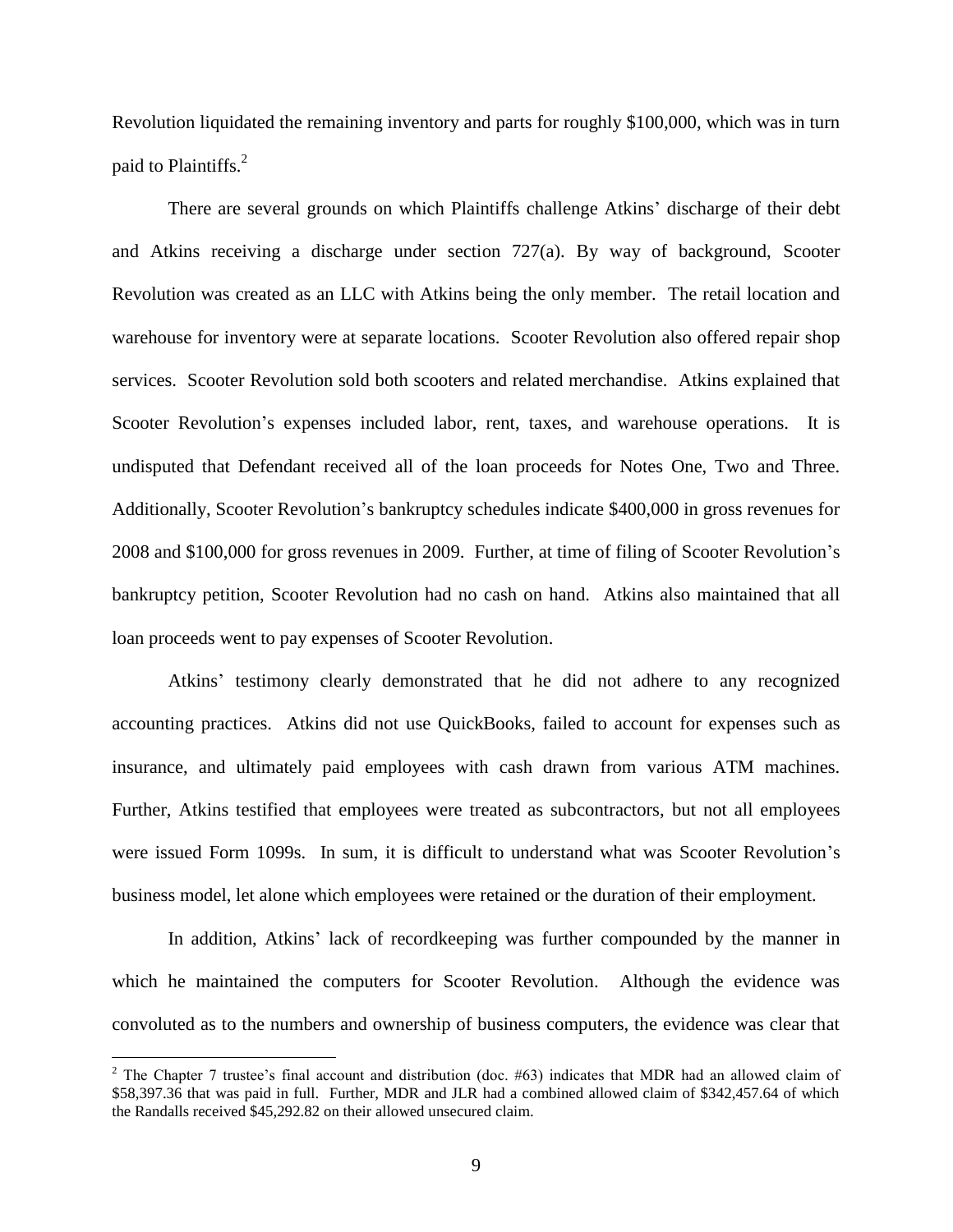Revolution liquidated the remaining inventory and parts for roughly $100,000, which was in turn paid to Plaintiffs.[2]

There are several grounds on which Plaintiffs challenge Atkins' discharge of their debt and Atkins receiving a discharge under section 727(a). By way of background, Scooter Revolution was created as an LLC with Atkins being the only member. The retail location and warehouse for inventory were at separate locations. Scooter Revolution also offered repair shop services. Scooter Revolution sold both scooters and related merchandise. Atkins explained that Scooter Revolution's expenses included labor, rent, taxes, and warehouse operations. It is undisputed that Defendant received all of the loan proceeds for Notes One, Two and Three. Additionally, Scooter Revolution's bankruptcy schedules indicate $400,000 in gross revenues for 2008 and $100,000 for gross revenues in 2009. Further, at time of filing of Scooter Revolution's bankruptcy petition, Scooter Revolution had no cash on hand. Atkins also maintained that all loan proceeds went to pay expenses of Scooter Revolution.

Atkins' testimony clearly demonstrated that he did not adhere to any recognized accounting practices. Atkins did not use QuickBooks, failed to account for expenses such as insurance, and ultimately paid employees with cash drawn from various ATM machines. Further, Atkins testified that employees were treated as subcontractors, but not all employees were issued Form 1099s. In sum, it is difficult to understand what was Scooter Revolution's business model, let alone which employees were retained or the duration of their employment.

In addition, Atkins' lack of recordkeeping was further compounded by the manner in which he maintained the computers for Scooter Revolution. Although the evidence was convoluted as to the numbers and ownership of business computers, the evidence was clear that

---

[2] The Chapter 7 trustee's final account and distribution (doc. #63) indicates that MDR had an allowed claim of $58,397.36 that was paid in full. Further, MDR and JLR had a combined allowed claim of $342,457.64 of which the Randalls received $45,292.82 on their allowed unsecured claim.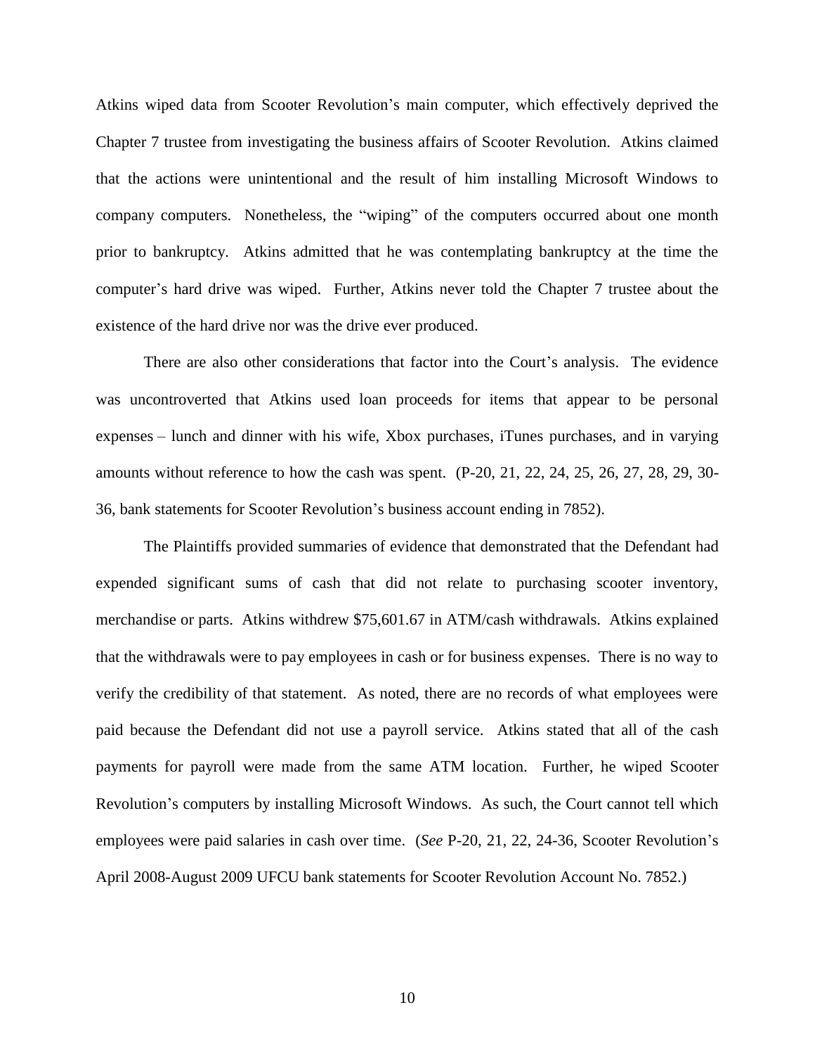Atkins wiped data from Scooter Revolution's main computer, which effectively deprived the Chapter 7 trustee from investigating the business affairs of Scooter Revolution. Atkins claimed that the actions were unintentional and the result of him installing Microsoft Windows to company computers. Nonetheless, the "wiping" of the computers occurred about one month prior to bankruptcy. Atkins admitted that he was contemplating bankruptcy at the time the computer's hard drive was wiped. Further, Atkins never told the Chapter 7 trustee about the existence of the hard drive nor was the drive ever produced.

There are also other considerations that factor into the Court's analysis. The evidence was uncontroverted that Atkins used loan proceeds for items that appear to be personal expenses – lunch and dinner with his wife, Xbox purchases, iTunes purchases, and in varying amounts without reference to how the cash was spent. (P-20, 21, 22, 24, 25, 26, 27, 28, 29, 30-36, bank statements for Scooter Revolution's business account ending in 7852).

The Plaintiffs provided summaries of evidence that demonstrated that the Defendant had expended significant sums of cash that did not relate to purchasing scooter inventory, merchandise or parts. Atkins withdrew $75,601.67 in ATM/cash withdrawals. Atkins explained that the withdrawals were to pay employees in cash or for business expenses. There is no way to verify the credibility of that statement. As noted, there are no records of what employees were paid because the Defendant did not use a payroll service. Atkins stated that all of the cash payments for payroll were made from the same ATM location. Further, he wiped Scooter Revolution's computers by installing Microsoft Windows. As such, the Court cannot tell which employees were paid salaries in cash over time. (*See* P-20, 21, 22, 24-36, Scooter Revolution's April 2008-August 2009 UFCU bank statements for Scooter Revolution Account No. 7852.)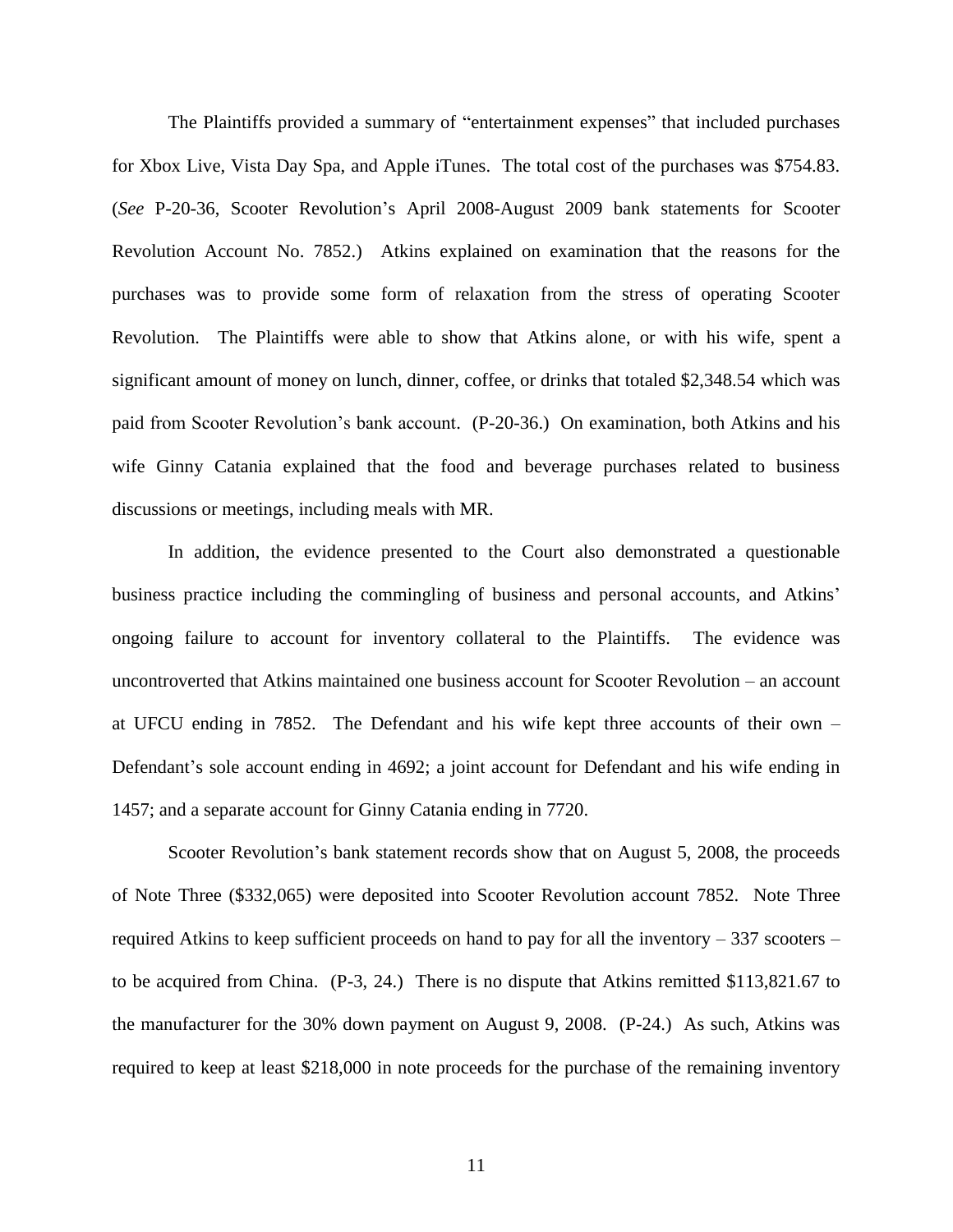The Plaintiffs provided a summary of "entertainment expenses" that included purchases for Xbox Live, Vista Day Spa, and Apple iTunes. The total cost of the purchases was $754.83. (*See* P-20-36, Scooter Revolution's April 2008-August 2009 bank statements for Scooter Revolution Account No. 7852.) Atkins explained on examination that the reasons for the purchases was to provide some form of relaxation from the stress of operating Scooter Revolution. The Plaintiffs were able to show that Atkins alone, or with his wife, spent a significant amount of money on lunch, dinner, coffee, or drinks that totaled $2,348.54 which was paid from Scooter Revolution's bank account. (P-20-36.) On examination, both Atkins and his wife Ginny Catania explained that the food and beverage purchases related to business discussions or meetings, including meals with MR.

In addition, the evidence presented to the Court also demonstrated a questionable business practice including the commingling of business and personal accounts, and Atkins' ongoing failure to account for inventory collateral to the Plaintiffs. The evidence was uncontroverted that Atkins maintained one business account for Scooter Revolution – an account at UFCU ending in 7852. The Defendant and his wife kept three accounts of their own – Defendant's sole account ending in 4692; a joint account for Defendant and his wife ending in 1457; and a separate account for Ginny Catania ending in 7720.

Scooter Revolution's bank statement records show that on August 5, 2008, the proceeds of Note Three ($332,065) were deposited into Scooter Revolution account 7852. Note Three required Atkins to keep sufficient proceeds on hand to pay for all the inventory – 337 scooters – to be acquired from China. (P-3, 24.) There is no dispute that Atkins remitted $113,821.67 to the manufacturer for the 30% down payment on August 9, 2008. (P-24.) As such, Atkins was required to keep at least $218,000 in note proceeds for the purchase of the remaining inventory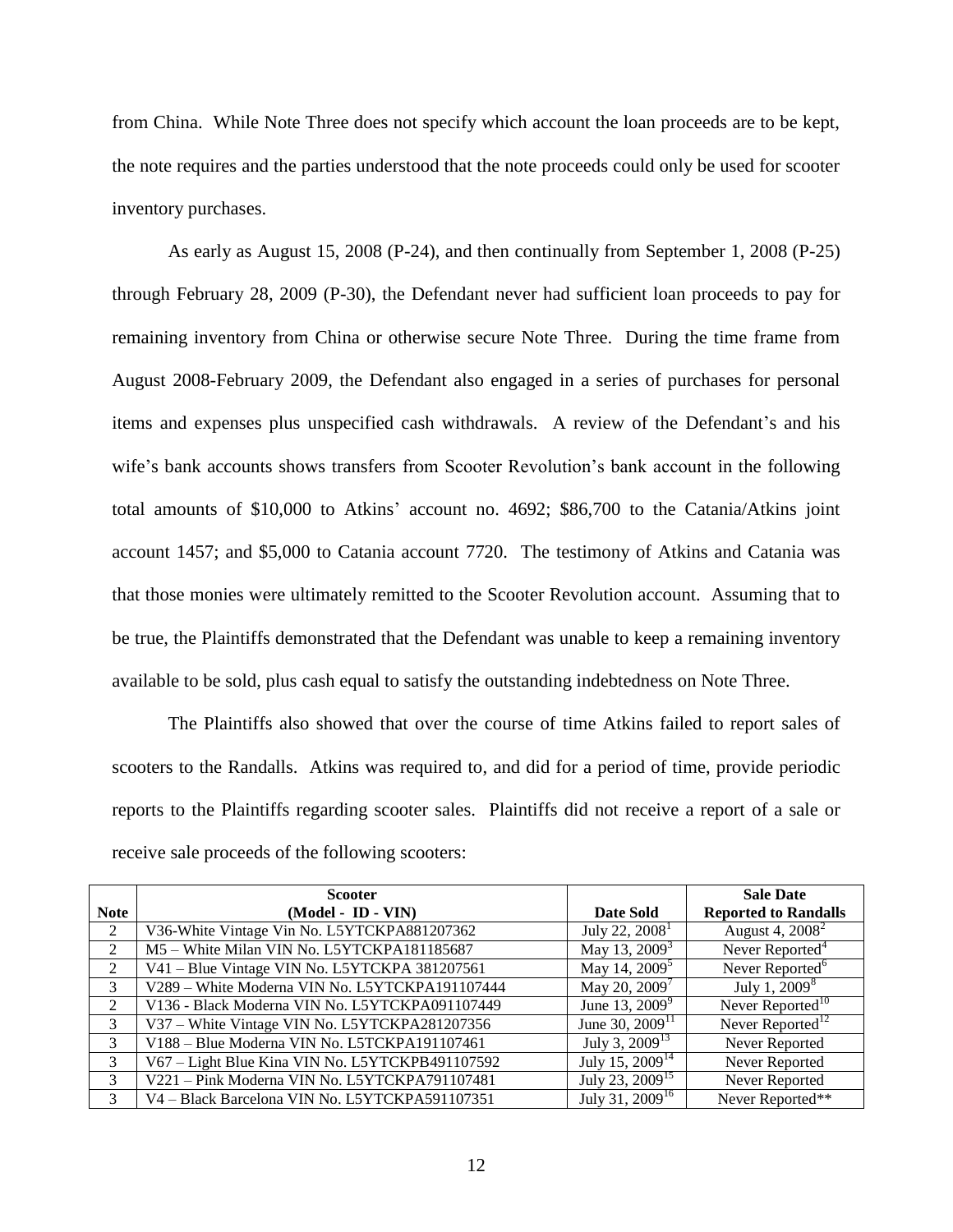from China. While Note Three does not specify which account the loan proceeds are to be kept, the note requires and the parties understood that the note proceeds could only be used for scooter inventory purchases.

As early as August 15, 2008 (P-24), and then continually from September 1, 2008 (P-25) through February 28, 2009 (P-30), the Defendant never had sufficient loan proceeds to pay for remaining inventory from China or otherwise secure Note Three. During the time frame from August 2008-February 2009, the Defendant also engaged in a series of purchases for personal items and expenses plus unspecified cash withdrawals. A review of the Defendant's and his wife's bank accounts shows transfers from Scooter Revolution's bank account in the following total amounts of $10,000 to Atkins' account no. 4692; $86,700 to the Catania/Atkins joint account 1457; and $5,000 to Catania account 7720. The testimony of Atkins and Catania was that those monies were ultimately remitted to the Scooter Revolution account. Assuming that to be true, the Plaintiffs demonstrated that the Defendant was unable to keep a remaining inventory available to be sold, plus cash equal to satisfy the outstanding indebtedness on Note Three.

The Plaintiffs also showed that over the course of time Atkins failed to report sales of scooters to the Randalls. Atkins was required to, and did for a period of time, provide periodic reports to the Plaintiffs regarding scooter sales. Plaintiffs did not receive a report of a sale or receive sale proceeds of the following scooters:

| Note | Scooter (Model - ID - VIN) | Date Sold | Sale Date Reported to Randalls |
|---|---|---|---|
| 2 | V36-White Vintage Vin No. L5YTCKPA881207362 | July 22, 2008[1] | August 4, 2008[2] |
| 2 | M5 – White Milan VIN No. L5YTCKPA181185687 | May 13, 2009[3] | Never Reported[4] |
| 2 | V41 – Blue Vintage VIN No. L5YTCKPA 381207561 | May 14, 2009[5] | Never Reported[6] |
| 3 | V289 – White Moderna VIN No. L5YTCKPA191107444 | May 20, 2009[7] | July 1, 2009[8] |
| 2 | V136 - Black Moderna VIN No. L5YTCKPA091107449 | June 13, 2009[9] | Never Reported[10] |
| 3 | V37 – White Vintage VIN No. L5YTCKPA281207356 | June 30, 2009[11] | Never Reported[12] |
| 3 | V188 – Blue Moderna VIN No. L5TCKPA191107461 | July 3, 2009[13] | Never Reported |
| 3 | V67 – Light Blue Kina VIN No. L5YTCKPB491107592 | July 15, 2009[14] | Never Reported |
| 3 | V221 – Pink Moderna VIN No. L5YTCKPA791107481 | July 23, 2009[15] | Never Reported |
| 3 | V4 – Black Barcelona VIN No. L5YTCKPA591107351 | July 31, 2009[16] | Never Reported** |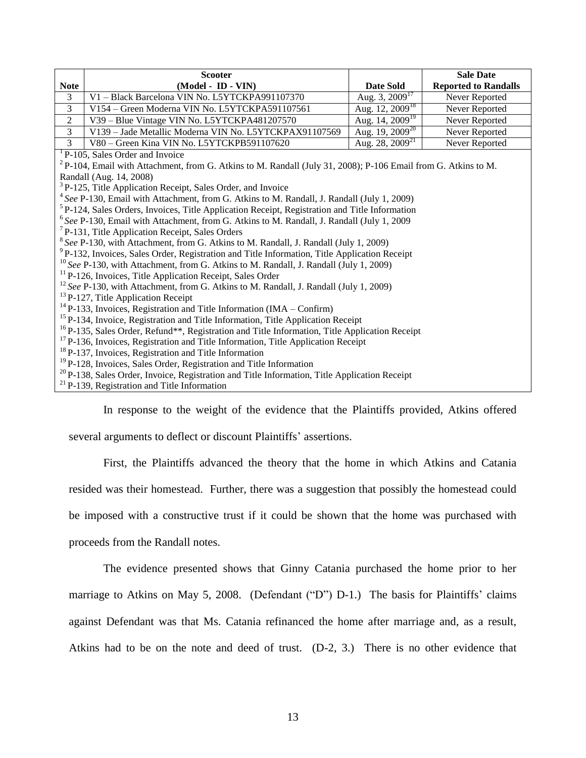| Note | Scooter (Model - ID - VIN) | Date Sold | Sale Date Reported to Randalls |
|---|---|---|---|
| 3 | V1 – Black Barcelona VIN No. L5YTCKPA991107370 | Aug. 3, 2009[17] | Never Reported |
| 3 | V154 – Green Moderna VIN No. L5YTCKPA591107561 | Aug. 12, 2009[18] | Never Reported |
| 2 | V39 – Blue Vintage VIN No. L5YTCKPA481207570 | Aug. 14, 2009[19] | Never Reported |
| 3 | V139 – Jade Metallic Moderna VIN No. L5YTCKPAX91107569 | Aug. 19, 2009[20] | Never Reported |
| 3 | V80 – Green Kina VIN No. L5YTCKPB591107620 | Aug. 28, 2009[21] | Never Reported |

[1] P-105, Sales Order and Invoice
[2] P-104, Email with Attachment, from G. Atkins to M. Randall (July 31, 2008); P-106 Email from G. Atkins to M. Randall (Aug. 14, 2008)
[3] P-125, Title Application Receipt, Sales Order, and Invoice
[4] *See* P-130, Email with Attachment, from G. Atkins to M. Randall, J. Randall (July 1, 2009)
[5] P-124, Sales Orders, Invoices, Title Application Receipt, Registration and Title Information
[6] *See* P-130, Email with Attachment, from G. Atkins to M. Randall, J. Randall (July 1, 2009
[7] P-131, Title Application Receipt, Sales Orders
[8] *See* P-130, with Attachment, from G. Atkins to M. Randall, J. Randall (July 1, 2009)
[9] P-132, Invoices, Sales Order, Registration and Title Information, Title Application Receipt
[10] *See* P-130, with Attachment, from G. Atkins to M. Randall, J. Randall (July 1, 2009)
[11] P-126, Invoices, Title Application Receipt, Sales Order
[12] *See* P-130, with Attachment, from G. Atkins to M. Randall, J. Randall (July 1, 2009)
[13] P-127, Title Application Receipt
[14] P-133, Invoices, Registration and Title Information (IMA – Confirm)
[15] P-134, Invoice, Registration and Title Information, Title Application Receipt
[16] P-135, Sales Order, Refund**, Registration and Title Information, Title Application Receipt
[17] P-136, Invoices, Registration and Title Information, Title Application Receipt
[18] P-137, Invoices, Registration and Title Information
[19] P-128, Invoices, Sales Order, Registration and Title Information
[20] P-138, Sales Order, Invoice, Registration and Title Information, Title Application Receipt
[21] P-139, Registration and Title Information

In response to the weight of the evidence that the Plaintiffs provided, Atkins offered several arguments to deflect or discount Plaintiffs' assertions.

First, the Plaintiffs advanced the theory that the home in which Atkins and Catania resided was their homestead. Further, there was a suggestion that possibly the homestead could be imposed with a constructive trust if it could be shown that the home was purchased with proceeds from the Randall notes.

The evidence presented shows that Ginny Catania purchased the home prior to her marriage to Atkins on May 5, 2008. (Defendant ("D") D-1.) The basis for Plaintiffs' claims against Defendant was that Ms. Catania refinanced the home after marriage and, as a result, Atkins had to be on the note and deed of trust. (D-2, 3.) There is no other evidence that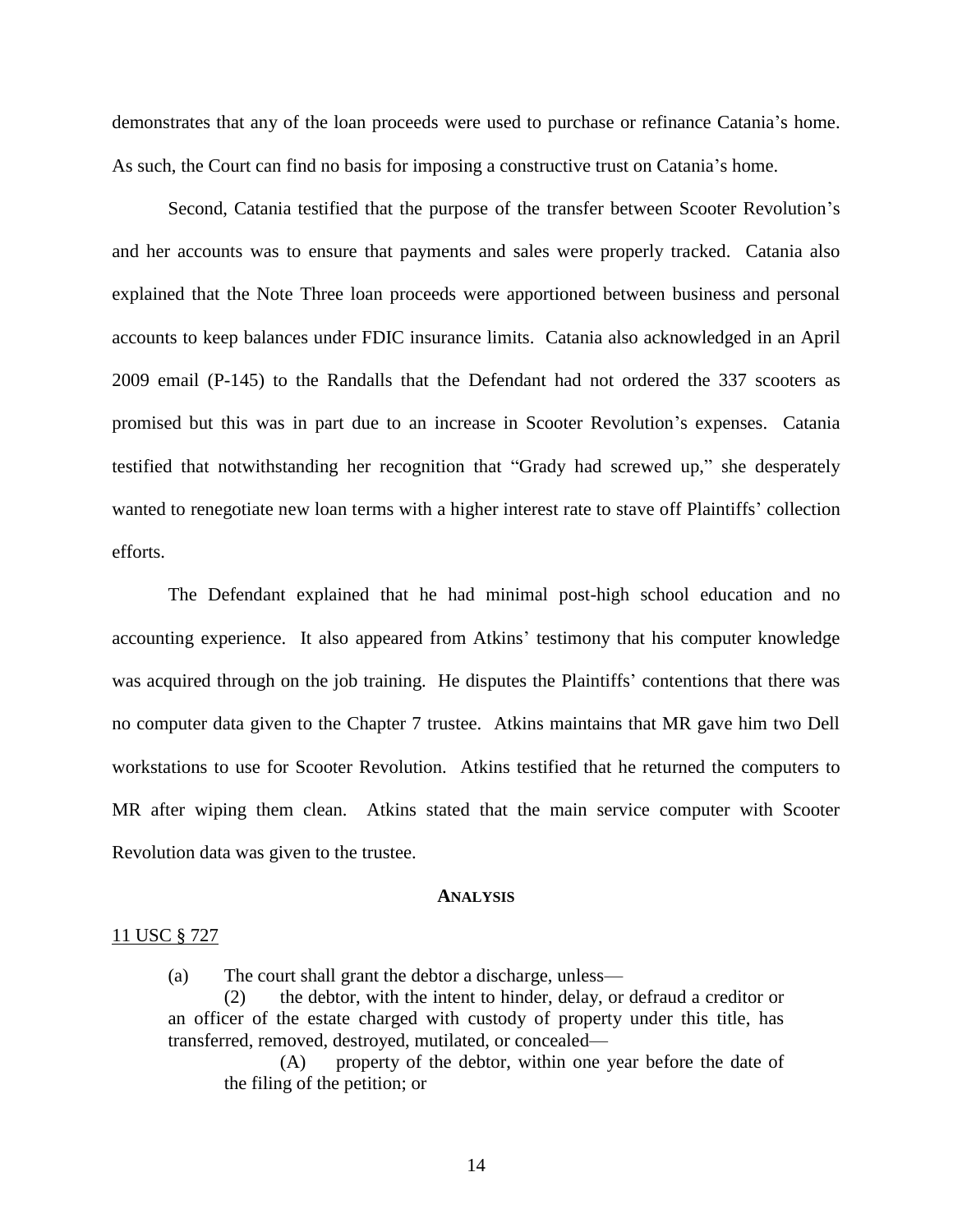demonstrates that any of the loan proceeds were used to purchase or refinance Catania's home. As such, the Court can find no basis for imposing a constructive trust on Catania's home.

Second, Catania testified that the purpose of the transfer between Scooter Revolution's and her accounts was to ensure that payments and sales were properly tracked. Catania also explained that the Note Three loan proceeds were apportioned between business and personal accounts to keep balances under FDIC insurance limits. Catania also acknowledged in an April 2009 email (P-145) to the Randalls that the Defendant had not ordered the 337 scooters as promised but this was in part due to an increase in Scooter Revolution's expenses. Catania testified that notwithstanding her recognition that "Grady had screwed up," she desperately wanted to renegotiate new loan terms with a higher interest rate to stave off Plaintiffs' collection efforts.

The Defendant explained that he had minimal post-high school education and no accounting experience. It also appeared from Atkins' testimony that his computer knowledge was acquired through on the job training. He disputes the Plaintiffs' contentions that there was no computer data given to the Chapter 7 trustee. Atkins maintains that MR gave him two Dell workstations to use for Scooter Revolution. Atkins testified that he returned the computers to MR after wiping them clean. Atkins stated that the main service computer with Scooter Revolution data was given to the trustee.

## ANALYSIS

11 USC § 727

> (a) The court shall grant the debtor a discharge, unless—
>
> (2) the debtor, with the intent to hinder, delay, or defraud a creditor or an officer of the estate charged with custody of property under this title, has transferred, removed, destroyed, mutilated, or concealed—
>
> (A) property of the debtor, within one year before the date of the filing of the petition; or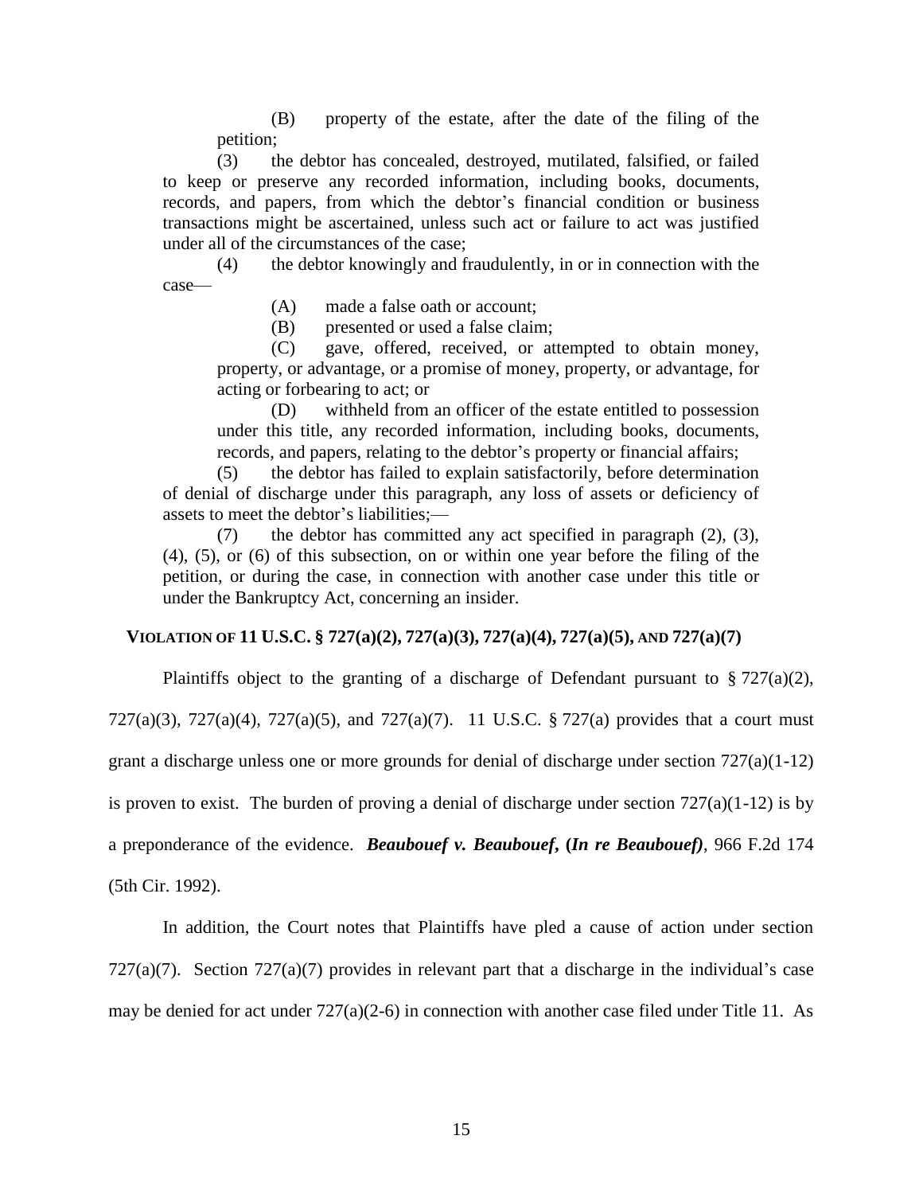(B) property of the estate, after the date of the filing of the petition;

(3) the debtor has concealed, destroyed, mutilated, falsified, or failed to keep or preserve any recorded information, including books, documents, records, and papers, from which the debtor's financial condition or business transactions might be ascertained, unless such act or failure to act was justified under all of the circumstances of the case;

(4) the debtor knowingly and fraudulently, in or in connection with the case—

(A) made a false oath or account;

(B) presented or used a false claim;

(C) gave, offered, received, or attempted to obtain money, property, or advantage, or a promise of money, property, or advantage, for acting or forbearing to act; or

(D) withheld from an officer of the estate entitled to possession under this title, any recorded information, including books, documents, records, and papers, relating to the debtor's property or financial affairs;

(5) the debtor has failed to explain satisfactorily, before determination of denial of discharge under this paragraph, any loss of assets or deficiency of assets to meet the debtor's liabilities;—

(7) the debtor has committed any act specified in paragraph (2), (3), (4), (5), or (6) of this subsection, on or within one year before the filing of the petition, or during the case, in connection with another case under this title or under the Bankruptcy Act, concerning an insider.

**VIOLATION OF 11 U.S.C. § 727(a)(2), 727(a)(3), 727(a)(4), 727(a)(5), AND 727(a)(7)**

Plaintiffs object to the granting of a discharge of Defendant pursuant to § 727(a)(2), 727(a)(3), 727(a)(4), 727(a)(5), and 727(a)(7). 11 U.S.C. § 727(a) provides that a court must grant a discharge unless one or more grounds for denial of discharge under section 727(a)(1-12) is proven to exist. The burden of proving a denial of discharge under section 727(a)(1-12) is by a preponderance of the evidence. ***Beaubouef v. Beaubouef*, (*In re Beaubouef*)**, 966 F.2d 174 (5th Cir. 1992).

In addition, the Court notes that Plaintiffs have pled a cause of action under section 727(a)(7). Section 727(a)(7) provides in relevant part that a discharge in the individual's case may be denied for act under 727(a)(2-6) in connection with another case filed under Title 11. As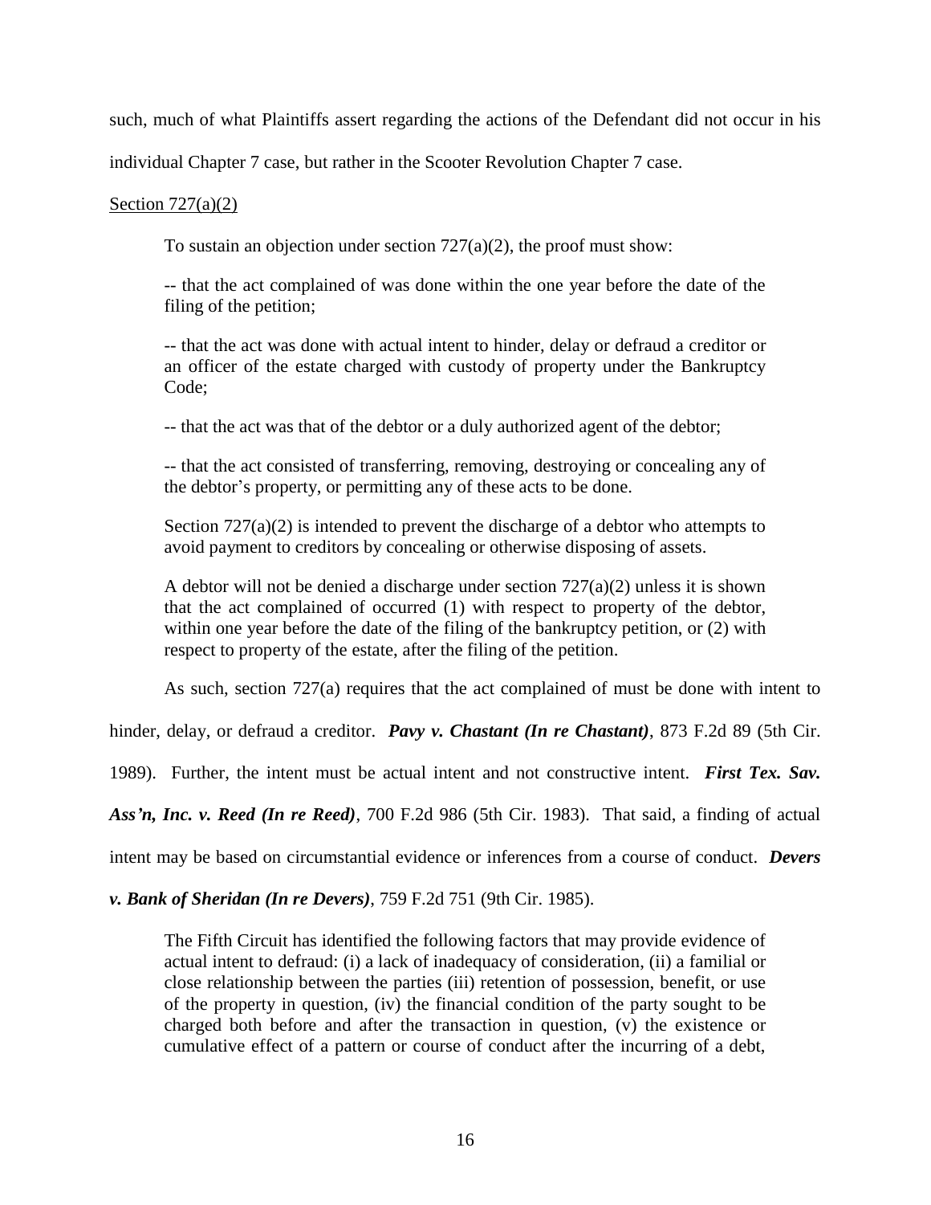such, much of what Plaintiffs assert regarding the actions of the Defendant did not occur in his individual Chapter 7 case, but rather in the Scooter Revolution Chapter 7 case.

Section 727(a)(2)

> To sustain an objection under section 727(a)(2), the proof must show:
>
> -- that the act complained of was done within the one year before the date of the filing of the petition;
>
> -- that the act was done with actual intent to hinder, delay or defraud a creditor or an officer of the estate charged with custody of property under the Bankruptcy Code;
>
> -- that the act was that of the debtor or a duly authorized agent of the debtor;
>
> -- that the act consisted of transferring, removing, destroying or concealing any of the debtor's property, or permitting any of these acts to be done.
>
> Section 727(a)(2) is intended to prevent the discharge of a debtor who attempts to avoid payment to creditors by concealing or otherwise disposing of assets.
>
> A debtor will not be denied a discharge under section 727(a)(2) unless it is shown that the act complained of occurred (1) with respect to property of the debtor, within one year before the date of the filing of the bankruptcy petition, or (2) with respect to property of the estate, after the filing of the petition.

As such, section 727(a) requires that the act complained of must be done with intent to hinder, delay, or defraud a creditor. ***Pavy v. Chastant (In re Chastant)***, 873 F.2d 89 (5th Cir. 1989). Further, the intent must be actual intent and not constructive intent. ***First Tex. Sav. Ass'n, Inc. v. Reed (In re Reed)***, 700 F.2d 986 (5th Cir. 1983). That said, a finding of actual intent may be based on circumstantial evidence or inferences from a course of conduct. ***Devers v. Bank of Sheridan (In re Devers)***, 759 F.2d 751 (9th Cir. 1985).

> The Fifth Circuit has identified the following factors that may provide evidence of actual intent to defraud: (i) a lack of inadequacy of consideration, (ii) a familial or close relationship between the parties (iii) retention of possession, benefit, or use of the property in question, (iv) the financial condition of the party sought to be charged both before and after the transaction in question, (v) the existence or cumulative effect of a pattern or course of conduct after the incurring of a debt,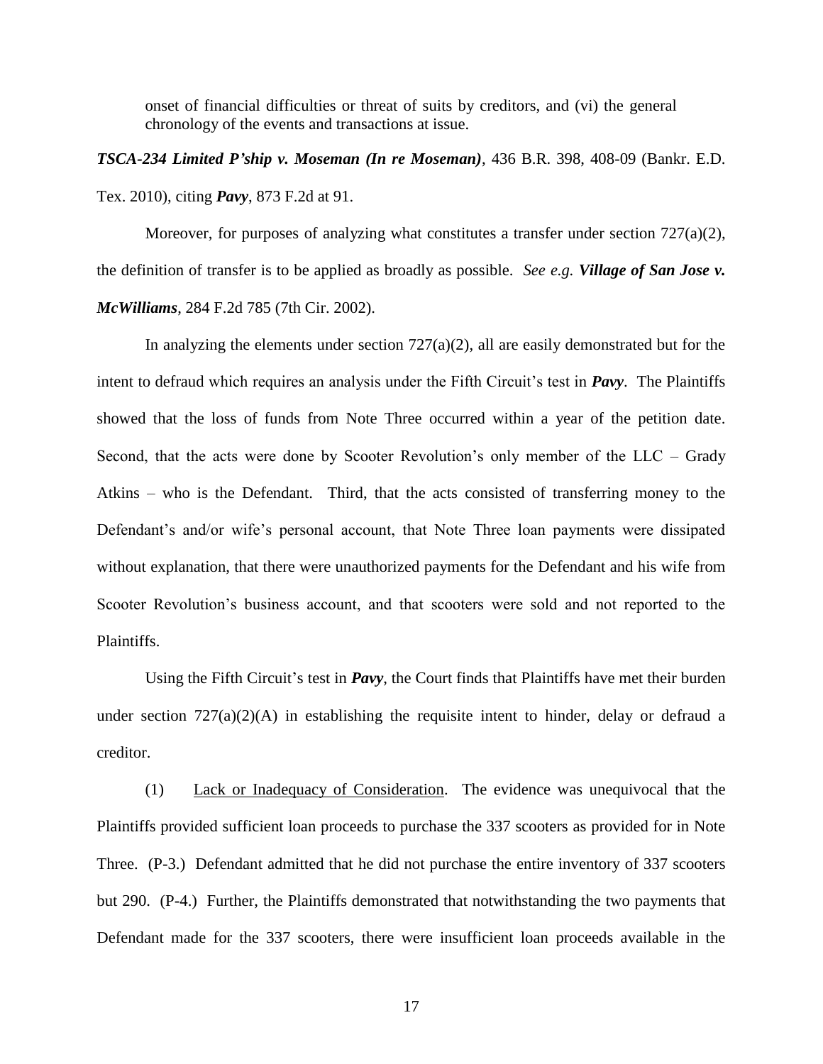onset of financial difficulties or threat of suits by creditors, and (vi) the general chronology of the events and transactions at issue.

***TSCA-234 Limited P'ship v. Moseman (In re Moseman)***, 436 B.R. 398, 408-09 (Bankr. E.D. Tex. 2010), citing ***Pavy***, 873 F.2d at 91.

Moreover, for purposes of analyzing what constitutes a transfer under section 727(a)(2), the definition of transfer is to be applied as broadly as possible. *See e.g.* ***Village of San Jose v. McWilliams***, 284 F.2d 785 (7th Cir. 2002).

In analyzing the elements under section 727(a)(2), all are easily demonstrated but for the intent to defraud which requires an analysis under the Fifth Circuit's test in ***Pavy***. The Plaintiffs showed that the loss of funds from Note Three occurred within a year of the petition date. Second, that the acts were done by Scooter Revolution's only member of the LLC – Grady Atkins – who is the Defendant. Third, that the acts consisted of transferring money to the Defendant's and/or wife's personal account, that Note Three loan payments were dissipated without explanation, that there were unauthorized payments for the Defendant and his wife from Scooter Revolution's business account, and that scooters were sold and not reported to the Plaintiffs.

Using the Fifth Circuit's test in ***Pavy***, the Court finds that Plaintiffs have met their burden under section 727(a)(2)(A) in establishing the requisite intent to hinder, delay or defraud a creditor.

(1) Lack or Inadequacy of Consideration. The evidence was unequivocal that the Plaintiffs provided sufficient loan proceeds to purchase the 337 scooters as provided for in Note Three. (P-3.) Defendant admitted that he did not purchase the entire inventory of 337 scooters but 290. (P-4.) Further, the Plaintiffs demonstrated that notwithstanding the two payments that Defendant made for the 337 scooters, there were insufficient loan proceeds available in the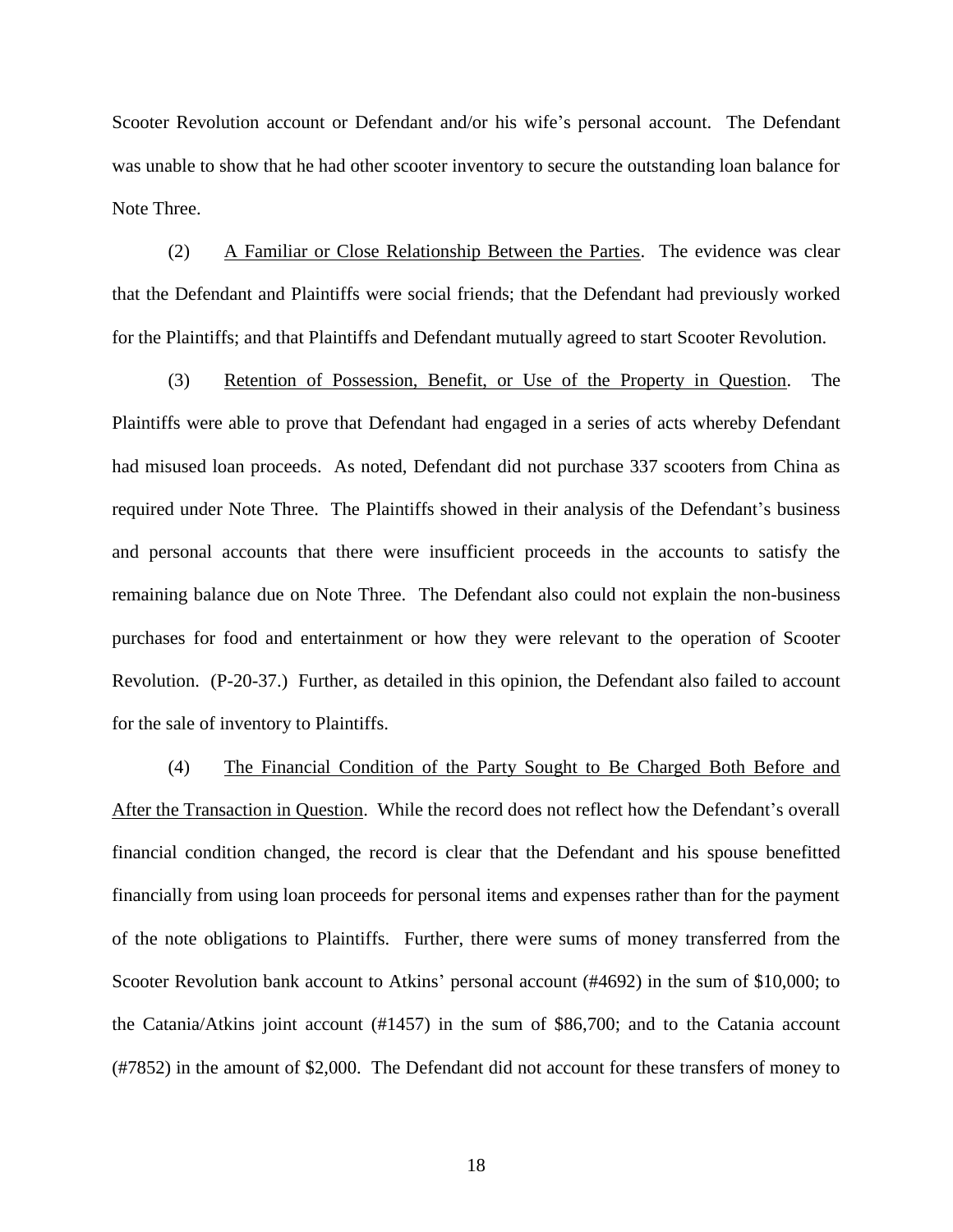Scooter Revolution account or Defendant and/or his wife's personal account. The Defendant was unable to show that he had other scooter inventory to secure the outstanding loan balance for Note Three.

(2) A Familiar or Close Relationship Between the Parties. The evidence was clear that the Defendant and Plaintiffs were social friends; that the Defendant had previously worked for the Plaintiffs; and that Plaintiffs and Defendant mutually agreed to start Scooter Revolution.

(3) Retention of Possession, Benefit, or Use of the Property in Question. The Plaintiffs were able to prove that Defendant had engaged in a series of acts whereby Defendant had misused loan proceeds. As noted, Defendant did not purchase 337 scooters from China as required under Note Three. The Plaintiffs showed in their analysis of the Defendant's business and personal accounts that there were insufficient proceeds in the accounts to satisfy the remaining balance due on Note Three. The Defendant also could not explain the non-business purchases for food and entertainment or how they were relevant to the operation of Scooter Revolution. (P-20-37.) Further, as detailed in this opinion, the Defendant also failed to account for the sale of inventory to Plaintiffs.

(4) The Financial Condition of the Party Sought to Be Charged Both Before and After the Transaction in Question. While the record does not reflect how the Defendant's overall financial condition changed, the record is clear that the Defendant and his spouse benefitted financially from using loan proceeds for personal items and expenses rather than for the payment of the note obligations to Plaintiffs. Further, there were sums of money transferred from the Scooter Revolution bank account to Atkins' personal account (#4692) in the sum of $10,000; to the Catania/Atkins joint account (#1457) in the sum of $86,700; and to the Catania account (#7852) in the amount of $2,000. The Defendant did not account for these transfers of money to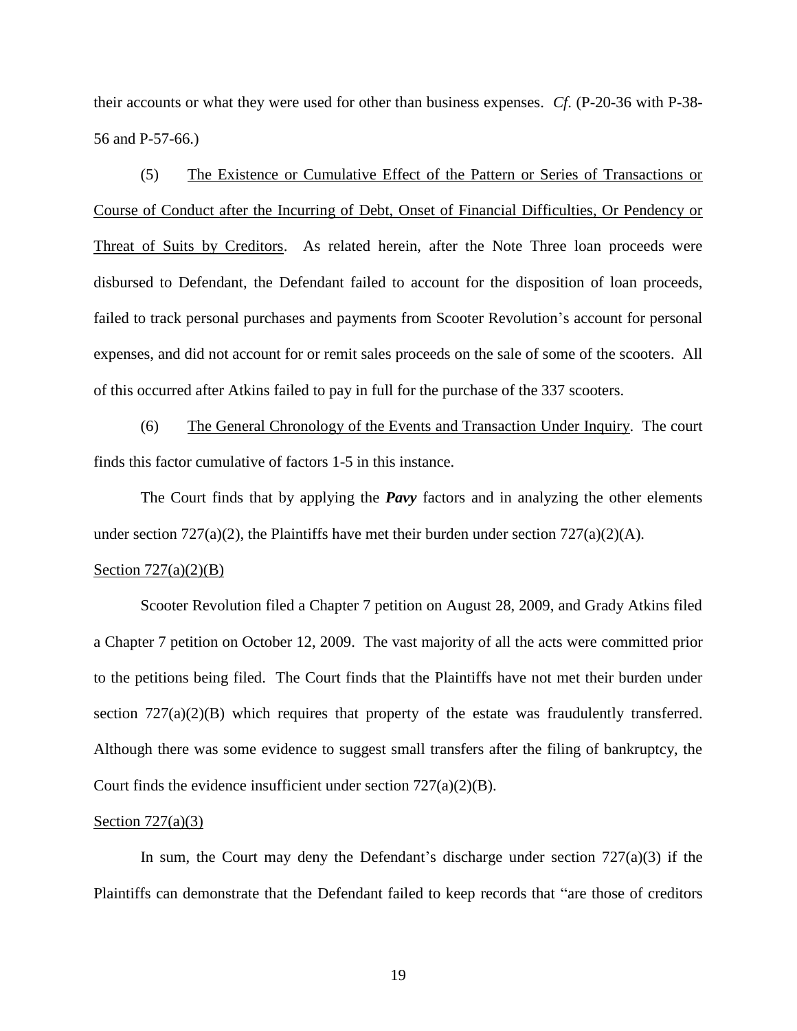their accounts or what they were used for other than business expenses. *Cf.* (P-20-36 with P-38-56 and P-57-66.)

(5) The Existence or Cumulative Effect of the Pattern or Series of Transactions or Course of Conduct after the Incurring of Debt, Onset of Financial Difficulties, Or Pendency or Threat of Suits by Creditors. As related herein, after the Note Three loan proceeds were disbursed to Defendant, the Defendant failed to account for the disposition of loan proceeds, failed to track personal purchases and payments from Scooter Revolution's account for personal expenses, and did not account for or remit sales proceeds on the sale of some of the scooters. All of this occurred after Atkins failed to pay in full for the purchase of the 337 scooters.

(6) The General Chronology of the Events and Transaction Under Inquiry. The court finds this factor cumulative of factors 1-5 in this instance.

The Court finds that by applying the ***Pavy*** factors and in analyzing the other elements under section 727(a)(2), the Plaintiffs have met their burden under section 727(a)(2)(A).

Section 727(a)(2)(B)

Scooter Revolution filed a Chapter 7 petition on August 28, 2009, and Grady Atkins filed a Chapter 7 petition on October 12, 2009. The vast majority of all the acts were committed prior to the petitions being filed. The Court finds that the Plaintiffs have not met their burden under section 727(a)(2)(B) which requires that property of the estate was fraudulently transferred. Although there was some evidence to suggest small transfers after the filing of bankruptcy, the Court finds the evidence insufficient under section 727(a)(2)(B).

Section 727(a)(3)

In sum, the Court may deny the Defendant's discharge under section 727(a)(3) if the Plaintiffs can demonstrate that the Defendant failed to keep records that "are those of creditors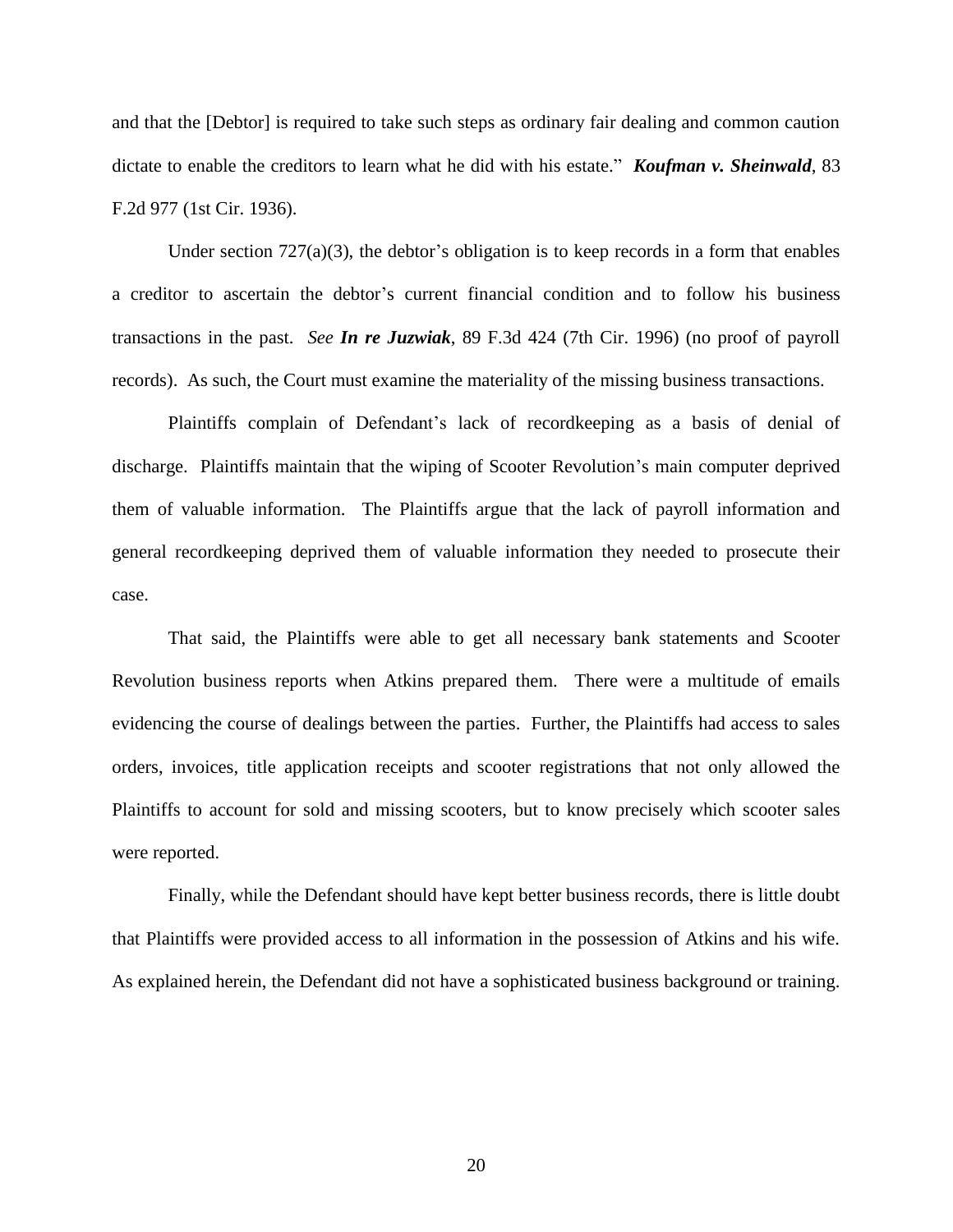and that the [Debtor] is required to take such steps as ordinary fair dealing and common caution dictate to enable the creditors to learn what he did with his estate." ***Koufman v. Sheinwald***, 83 F.2d 977 (1st Cir. 1936).

Under section 727(a)(3), the debtor's obligation is to keep records in a form that enables a creditor to ascertain the debtor's current financial condition and to follow his business transactions in the past. *See* ***In re Juzwiak***, 89 F.3d 424 (7th Cir. 1996) (no proof of payroll records). As such, the Court must examine the materiality of the missing business transactions.

Plaintiffs complain of Defendant's lack of recordkeeping as a basis of denial of discharge. Plaintiffs maintain that the wiping of Scooter Revolution's main computer deprived them of valuable information. The Plaintiffs argue that the lack of payroll information and general recordkeeping deprived them of valuable information they needed to prosecute their case.

That said, the Plaintiffs were able to get all necessary bank statements and Scooter Revolution business reports when Atkins prepared them. There were a multitude of emails evidencing the course of dealings between the parties. Further, the Plaintiffs had access to sales orders, invoices, title application receipts and scooter registrations that not only allowed the Plaintiffs to account for sold and missing scooters, but to know precisely which scooter sales were reported.

Finally, while the Defendant should have kept better business records, there is little doubt that Plaintiffs were provided access to all information in the possession of Atkins and his wife. As explained herein, the Defendant did not have a sophisticated business background or training.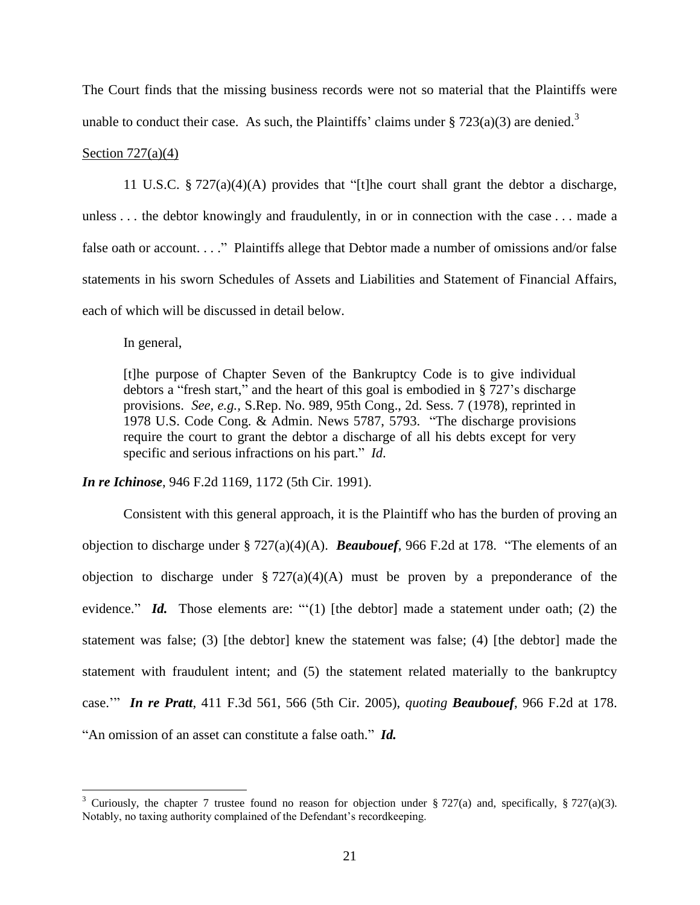The Court finds that the missing business records were not so material that the Plaintiffs were unable to conduct their case. As such, the Plaintiffs' claims under § 723(a)(3) are denied.[3]

Section 727(a)(4)

11 U.S.C. § 727(a)(4)(A) provides that "[t]he court shall grant the debtor a discharge, unless . . . the debtor knowingly and fraudulently, in or in connection with the case . . . made a false oath or account. . . ." Plaintiffs allege that Debtor made a number of omissions and/or false statements in his sworn Schedules of Assets and Liabilities and Statement of Financial Affairs, each of which will be discussed in detail below.

In general,

> [t]he purpose of Chapter Seven of the Bankruptcy Code is to give individual debtors a "fresh start," and the heart of this goal is embodied in § 727's discharge provisions. *See, e.g.,* S.Rep. No. 989, 95th Cong., 2d. Sess. 7 (1978), reprinted in 1978 U.S. Code Cong. & Admin. News 5787, 5793. "The discharge provisions require the court to grant the debtor a discharge of all his debts except for very specific and serious infractions on his part." *Id*.

***In re Ichinose***, 946 F.2d 1169, 1172 (5th Cir. 1991).

Consistent with this general approach, it is the Plaintiff who has the burden of proving an objection to discharge under § 727(a)(4)(A). ***Beaubouef***, 966 F.2d at 178. "The elements of an objection to discharge under § 727(a)(4)(A) must be proven by a preponderance of the evidence." ***Id.*** Those elements are: "'(1) [the debtor] made a statement under oath; (2) the statement was false; (3) [the debtor] knew the statement was false; (4) [the debtor] made the statement with fraudulent intent; and (5) the statement related materially to the bankruptcy case.'" ***In re Pratt***, 411 F.3d 561, 566 (5th Cir. 2005), *quoting* ***Beaubouef***, 966 F.2d at 178. "An omission of an asset can constitute a false oath." ***Id.***

---

[3] Curiously, the chapter 7 trustee found no reason for objection under § 727(a) and, specifically, § 727(a)(3). Notably, no taxing authority complained of the Defendant's recordkeeping.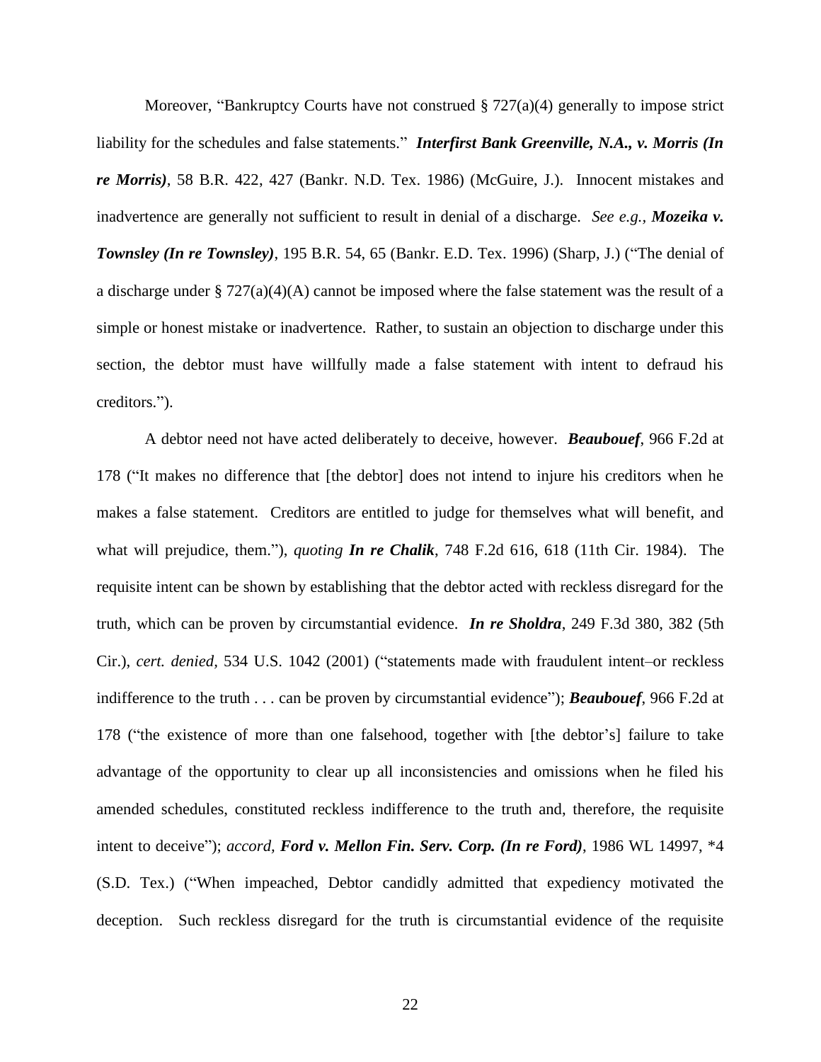Moreover, "Bankruptcy Courts have not construed § 727(a)(4) generally to impose strict liability for the schedules and false statements." ***Interfirst Bank Greenville, N.A., v. Morris (In re Morris)***, 58 B.R. 422, 427 (Bankr. N.D. Tex. 1986) (McGuire, J.). Innocent mistakes and inadvertence are generally not sufficient to result in denial of a discharge. *See e.g.,* ***Mozeika v. Townsley (In re Townsley)***, 195 B.R. 54, 65 (Bankr. E.D. Tex. 1996) (Sharp, J.) ("The denial of a discharge under § 727(a)(4)(A) cannot be imposed where the false statement was the result of a simple or honest mistake or inadvertence. Rather, to sustain an objection to discharge under this section, the debtor must have willfully made a false statement with intent to defraud his creditors.").

A debtor need not have acted deliberately to deceive, however. ***Beaubouef***, 966 F.2d at 178 ("It makes no difference that [the debtor] does not intend to injure his creditors when he makes a false statement. Creditors are entitled to judge for themselves what will benefit, and what will prejudice, them."), *quoting* ***In re Chalik***, 748 F.2d 616, 618 (11th Cir. 1984). The requisite intent can be shown by establishing that the debtor acted with reckless disregard for the truth, which can be proven by circumstantial evidence. ***In re Sholdra***, 249 F.3d 380, 382 (5th Cir.), *cert. denied*, 534 U.S. 1042 (2001) ("statements made with fraudulent intent–or reckless indifference to the truth . . . can be proven by circumstantial evidence"); ***Beaubouef***, 966 F.2d at 178 ("the existence of more than one falsehood, together with [the debtor's] failure to take advantage of the opportunity to clear up all inconsistencies and omissions when he filed his amended schedules, constituted reckless indifference to the truth and, therefore, the requisite intent to deceive"); *accord*, ***Ford v. Mellon Fin. Serv. Corp. (In re Ford)***, 1986 WL 14997, *4 (S.D. Tex.) ("When impeached, Debtor candidly admitted that expediency motivated the deception. Such reckless disregard for the truth is circumstantial evidence of the requisite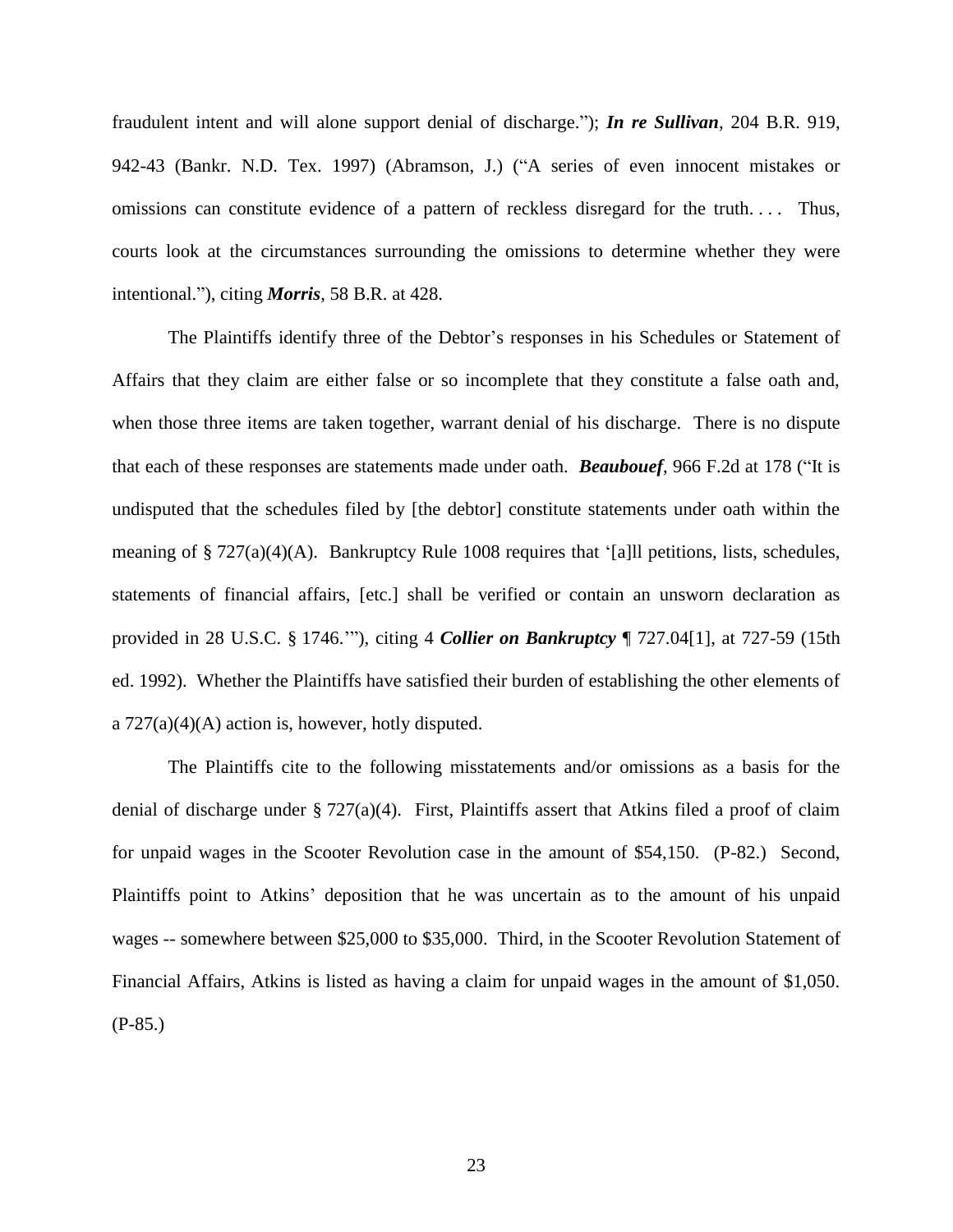fraudulent intent and will alone support denial of discharge."); ***In re Sullivan***, 204 B.R. 919, 942-43 (Bankr. N.D. Tex. 1997) (Abramson, J.) ("A series of even innocent mistakes or omissions can constitute evidence of a pattern of reckless disregard for the truth. . . . Thus, courts look at the circumstances surrounding the omissions to determine whether they were intentional."), citing ***Morris***, 58 B.R. at 428.

The Plaintiffs identify three of the Debtor's responses in his Schedules or Statement of Affairs that they claim are either false or so incomplete that they constitute a false oath and, when those three items are taken together, warrant denial of his discharge. There is no dispute that each of these responses are statements made under oath. ***Beaubouef***, 966 F.2d at 178 ("It is undisputed that the schedules filed by [the debtor] constitute statements under oath within the meaning of § 727(a)(4)(A). Bankruptcy Rule 1008 requires that '[a]ll petitions, lists, schedules, statements of financial affairs, [etc.] shall be verified or contain an unsworn declaration as provided in 28 U.S.C. § 1746.'"), citing 4 ***Collier on Bankruptcy*** ¶ 727.04[1], at 727-59 (15th ed. 1992). Whether the Plaintiffs have satisfied their burden of establishing the other elements of a 727(a)(4)(A) action is, however, hotly disputed.

The Plaintiffs cite to the following misstatements and/or omissions as a basis for the denial of discharge under § 727(a)(4). First, Plaintiffs assert that Atkins filed a proof of claim for unpaid wages in the Scooter Revolution case in the amount of $54,150. (P-82.) Second, Plaintiffs point to Atkins' deposition that he was uncertain as to the amount of his unpaid wages -- somewhere between $25,000 to $35,000. Third, in the Scooter Revolution Statement of Financial Affairs, Atkins is listed as having a claim for unpaid wages in the amount of $1,050. (P-85.)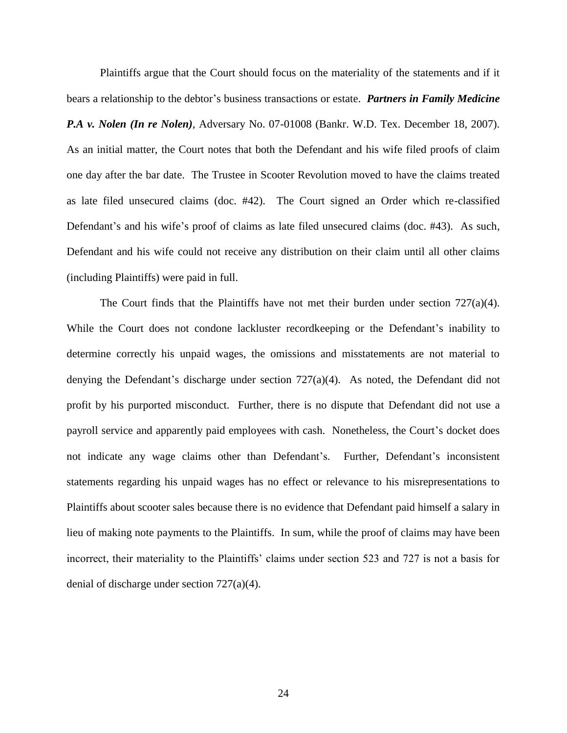Plaintiffs argue that the Court should focus on the materiality of the statements and if it bears a relationship to the debtor's business transactions or estate. ***Partners in Family Medicine P.A v. Nolen (In re Nolen)***, Adversary No. 07-01008 (Bankr. W.D. Tex. December 18, 2007). As an initial matter, the Court notes that both the Defendant and his wife filed proofs of claim one day after the bar date. The Trustee in Scooter Revolution moved to have the claims treated as late filed unsecured claims (doc. #42). The Court signed an Order which re-classified Defendant's and his wife's proof of claims as late filed unsecured claims (doc. #43). As such, Defendant and his wife could not receive any distribution on their claim until all other claims (including Plaintiffs) were paid in full.

The Court finds that the Plaintiffs have not met their burden under section 727(a)(4). While the Court does not condone lackluster recordkeeping or the Defendant's inability to determine correctly his unpaid wages, the omissions and misstatements are not material to denying the Defendant's discharge under section 727(a)(4). As noted, the Defendant did not profit by his purported misconduct. Further, there is no dispute that Defendant did not use a payroll service and apparently paid employees with cash. Nonetheless, the Court's docket does not indicate any wage claims other than Defendant's. Further, Defendant's inconsistent statements regarding his unpaid wages has no effect or relevance to his misrepresentations to Plaintiffs about scooter sales because there is no evidence that Defendant paid himself a salary in lieu of making note payments to the Plaintiffs. In sum, while the proof of claims may have been incorrect, their materiality to the Plaintiffs' claims under section 523 and 727 is not a basis for denial of discharge under section 727(a)(4).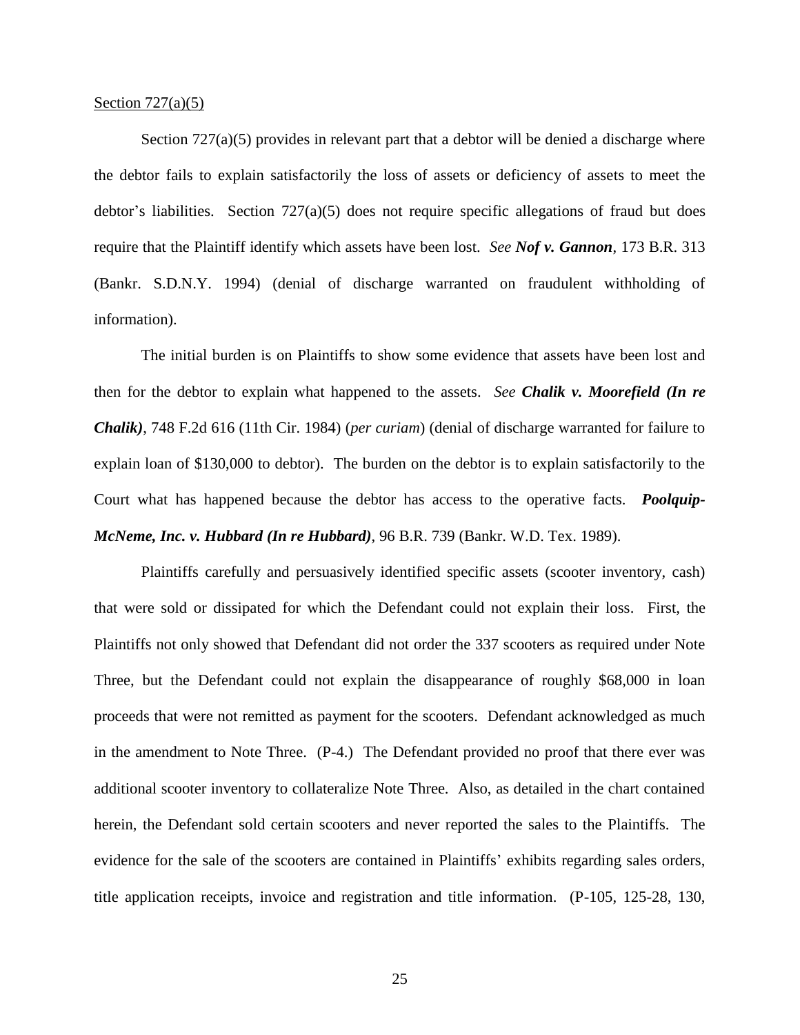<u>Section 727(a)(5)</u>

Section 727(a)(5) provides in relevant part that a debtor will be denied a discharge where the debtor fails to explain satisfactorily the loss of assets or deficiency of assets to meet the debtor's liabilities. Section 727(a)(5) does not require specific allegations of fraud but does require that the Plaintiff identify which assets have been lost. *See* ***Nof v. Gannon***, 173 B.R. 313 (Bankr. S.D.N.Y. 1994) (denial of discharge warranted on fraudulent withholding of information).

The initial burden is on Plaintiffs to show some evidence that assets have been lost and then for the debtor to explain what happened to the assets. *See* ***Chalik v. Moorefield (In re Chalik)***, 748 F.2d 616 (11th Cir. 1984) (*per curiam*) (denial of discharge warranted for failure to explain loan of $130,000 to debtor). The burden on the debtor is to explain satisfactorily to the Court what has happened because the debtor has access to the operative facts. ***Poolquip-McNeme, Inc. v. Hubbard (In re Hubbard)***, 96 B.R. 739 (Bankr. W.D. Tex. 1989).

Plaintiffs carefully and persuasively identified specific assets (scooter inventory, cash) that were sold or dissipated for which the Defendant could not explain their loss. First, the Plaintiffs not only showed that Defendant did not order the 337 scooters as required under Note Three, but the Defendant could not explain the disappearance of roughly $68,000 in loan proceeds that were not remitted as payment for the scooters. Defendant acknowledged as much in the amendment to Note Three. (P-4.) The Defendant provided no proof that there ever was additional scooter inventory to collateralize Note Three. Also, as detailed in the chart contained herein, the Defendant sold certain scooters and never reported the sales to the Plaintiffs. The evidence for the sale of the scooters are contained in Plaintiffs' exhibits regarding sales orders, title application receipts, invoice and registration and title information. (P-105, 125-28, 130,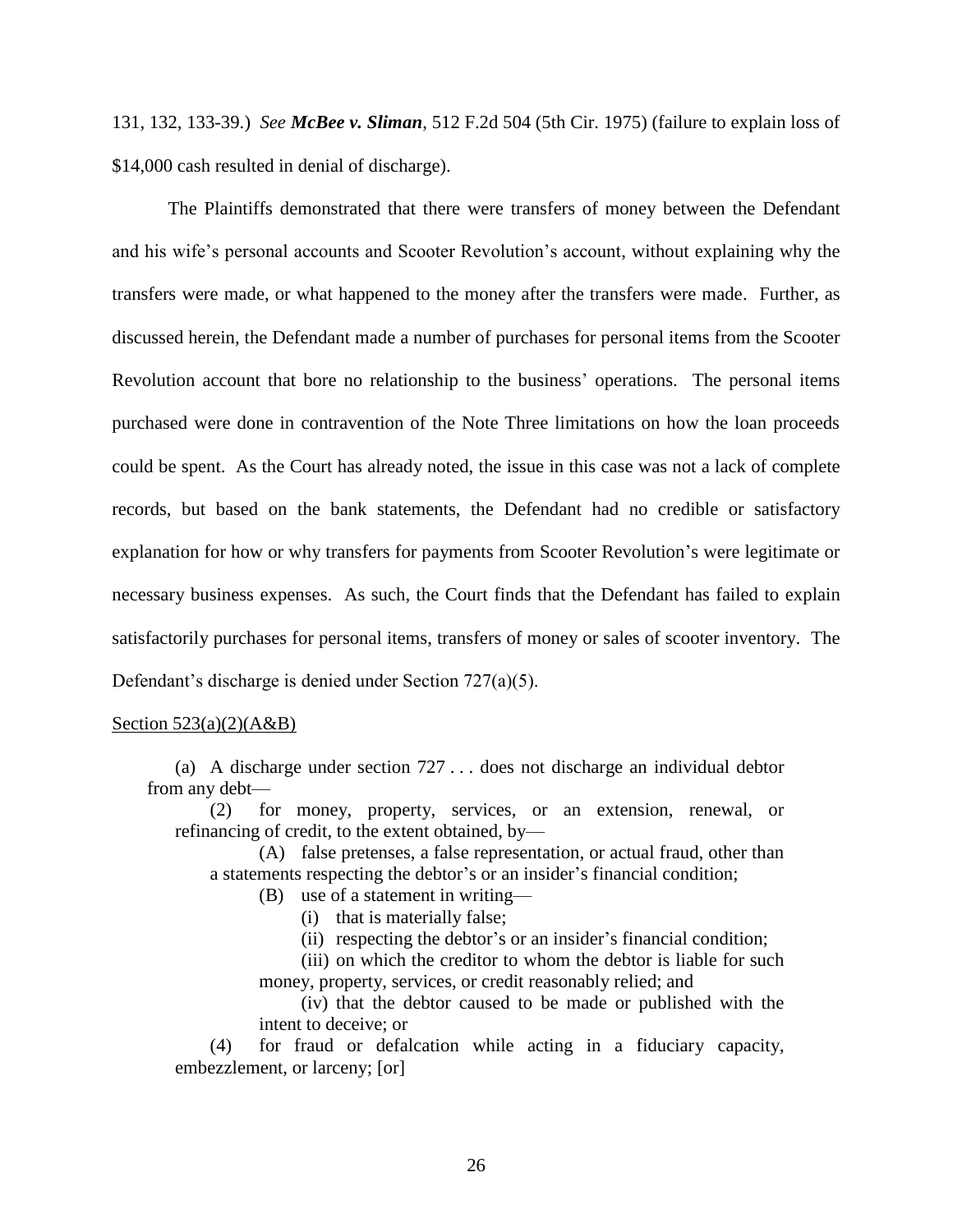131, 132, 133-39.) *See **McBee v. Sliman***, 512 F.2d 504 (5th Cir. 1975) (failure to explain loss of $14,000 cash resulted in denial of discharge).

The Plaintiffs demonstrated that there were transfers of money between the Defendant and his wife's personal accounts and Scooter Revolution's account, without explaining why the transfers were made, or what happened to the money after the transfers were made. Further, as discussed herein, the Defendant made a number of purchases for personal items from the Scooter Revolution account that bore no relationship to the business' operations. The personal items purchased were done in contravention of the Note Three limitations on how the loan proceeds could be spent. As the Court has already noted, the issue in this case was not a lack of complete records, but based on the bank statements, the Defendant had no credible or satisfactory explanation for how or why transfers for payments from Scooter Revolution's were legitimate or necessary business expenses. As such, the Court finds that the Defendant has failed to explain satisfactorily purchases for personal items, transfers of money or sales of scooter inventory. The Defendant's discharge is denied under Section 727(a)(5).

<u>Section 523(a)(2)(A&B)</u>

> (a) A discharge under section 727 . . . does not discharge an individual debtor from any debt—
>
> > (2) for money, property, services, or an extension, renewal, or refinancing of credit, to the extent obtained, by—
> >
> > > (A) false pretenses, a false representation, or actual fraud, other than a statements respecting the debtor's or an insider's financial condition;
> > >
> > > (B) use of a statement in writing—
> > >
> > > > (i) that is materially false;
> > > >
> > > > (ii) respecting the debtor's or an insider's financial condition;
> > > >
> > > > (iii) on which the creditor to whom the debtor is liable for such money, property, services, or credit reasonably relied; and
> > > >
> > > > (iv) that the debtor caused to be made or published with the intent to deceive; or
> >
> > (4) for fraud or defalcation while acting in a fiduciary capacity, embezzlement, or larceny; [or]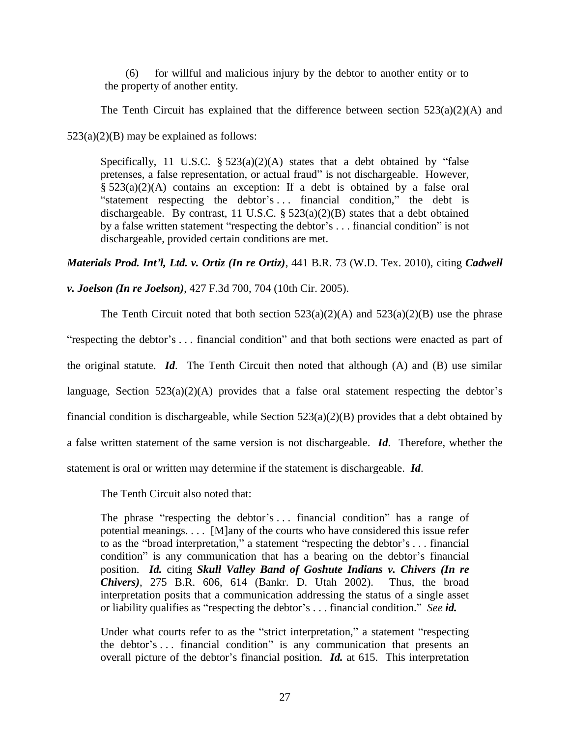(6) for willful and malicious injury by the debtor to another entity or to the property of another entity.

The Tenth Circuit has explained that the difference between section 523(a)(2)(A) and 523(a)(2)(B) may be explained as follows:

> Specifically, 11 U.S.C. § 523(a)(2)(A) states that a debt obtained by "false pretenses, a false representation, or actual fraud" is not dischargeable. However, § 523(a)(2)(A) contains an exception: If a debt is obtained by a false oral "statement respecting the debtor's . . . financial condition," the debt is dischargeable. By contrast, 11 U.S.C. § 523(a)(2)(B) states that a debt obtained by a false written statement "respecting the debtor's . . . financial condition" is not dischargeable, provided certain conditions are met.

***Materials Prod. Int'l, Ltd. v. Ortiz (In re Ortiz)***, 441 B.R. 73 (W.D. Tex. 2010), citing ***Cadwell v. Joelson (In re Joelson)***, 427 F.3d 700, 704 (10th Cir. 2005).

The Tenth Circuit noted that both section 523(a)(2)(A) and 523(a)(2)(B) use the phrase "respecting the debtor's . . . financial condition" and that both sections were enacted as part of the original statute. ***Id***. The Tenth Circuit then noted that although (A) and (B) use similar language, Section 523(a)(2)(A) provides that a false oral statement respecting the debtor's financial condition is dischargeable, while Section 523(a)(2)(B) provides that a debt obtained by a false written statement of the same version is not dischargeable. ***Id***. Therefore, whether the statement is oral or written may determine if the statement is dischargeable. ***Id***.

The Tenth Circuit also noted that:

> The phrase "respecting the debtor's . . . financial condition" has a range of potential meanings. . . . [M]any of the courts who have considered this issue refer to as the "broad interpretation," a statement "respecting the debtor's . . . financial condition" is any communication that has a bearing on the debtor's financial position. ***Id.*** citing ***Skull Valley Band of Goshute Indians v. Chivers (In re Chivers)***, 275 B.R. 606, 614 (Bankr. D. Utah 2002). Thus, the broad interpretation posits that a communication addressing the status of a single asset or liability qualifies as "respecting the debtor's . . . financial condition." *See* ***id.***
>
> Under what courts refer to as the "strict interpretation," a statement "respecting the debtor's . . . financial condition" is any communication that presents an overall picture of the debtor's financial position. ***Id.*** at 615. This interpretation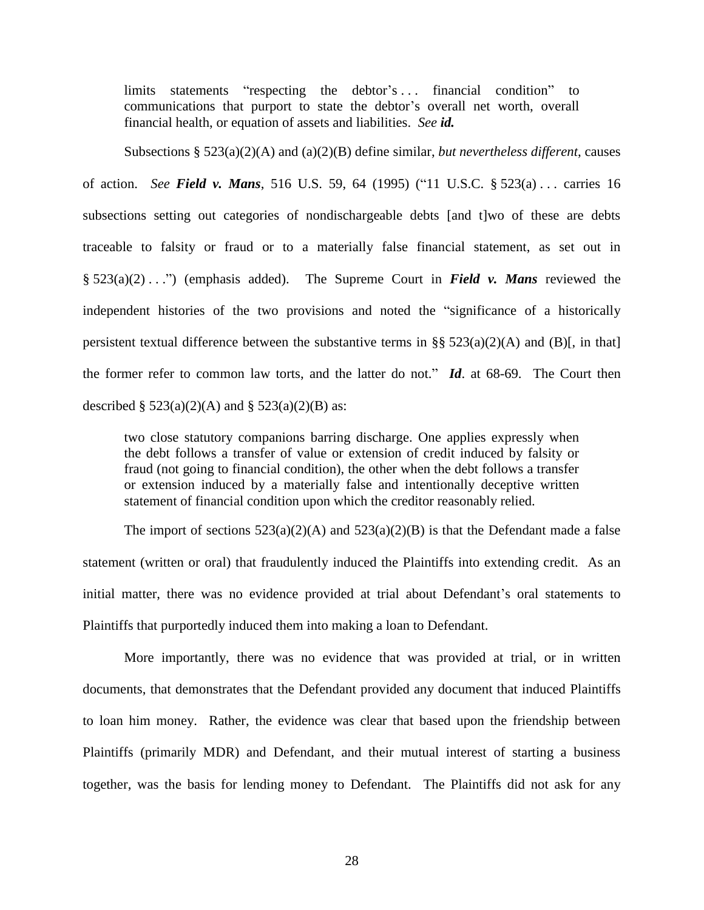> limits statements "respecting the debtor's . . . financial condition" to communications that purport to state the debtor's overall net worth, overall financial health, or equation of assets and liabilities. *See* ***id.***

Subsections § 523(a)(2)(A) and (a)(2)(B) define similar, *but nevertheless different*, causes of action. *See* ***Field v. Mans***, 516 U.S. 59, 64 (1995) ("11 U.S.C. § 523(a) . . . carries 16 subsections setting out categories of nondischargeable debts [and t]wo of these are debts traceable to falsity or fraud or to a materially false financial statement, as set out in § 523(a)(2) . . .") (emphasis added). The Supreme Court in ***Field v. Mans*** reviewed the independent histories of the two provisions and noted the "significance of a historically persistent textual difference between the substantive terms in §§ 523(a)(2)(A) and (B)[, in that] the former refer to common law torts, and the latter do not." ***Id***. at 68-69. The Court then described § 523(a)(2)(A) and § 523(a)(2)(B) as:

> two close statutory companions barring discharge. One applies expressly when the debt follows a transfer of value or extension of credit induced by falsity or fraud (not going to financial condition), the other when the debt follows a transfer or extension induced by a materially false and intentionally deceptive written statement of financial condition upon which the creditor reasonably relied.

The import of sections 523(a)(2)(A) and 523(a)(2)(B) is that the Defendant made a false statement (written or oral) that fraudulently induced the Plaintiffs into extending credit. As an initial matter, there was no evidence provided at trial about Defendant's oral statements to Plaintiffs that purportedly induced them into making a loan to Defendant.

More importantly, there was no evidence that was provided at trial, or in written documents, that demonstrates that the Defendant provided any document that induced Plaintiffs to loan him money. Rather, the evidence was clear that based upon the friendship between Plaintiffs (primarily MDR) and Defendant, and their mutual interest of starting a business together, was the basis for lending money to Defendant. The Plaintiffs did not ask for any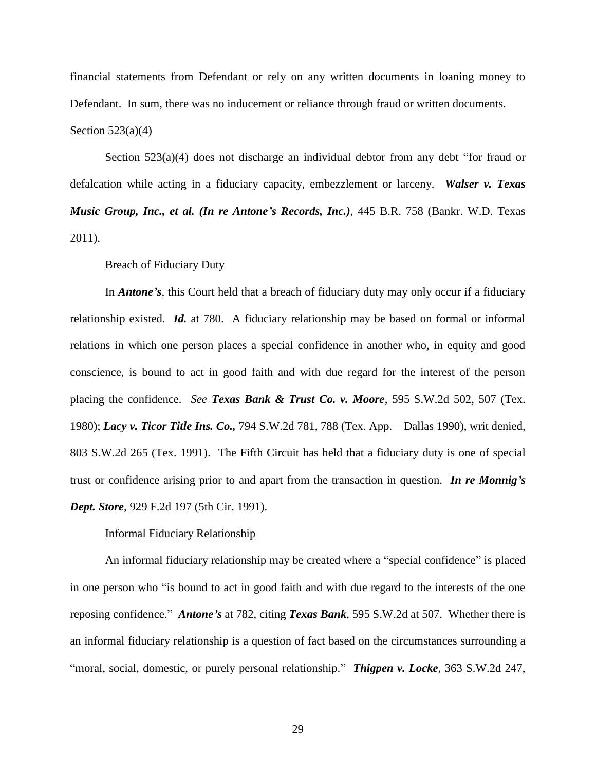financial statements from Defendant or rely on any written documents in loaning money to Defendant. In sum, there was no inducement or reliance through fraud or written documents.

Section 523(a)(4)

Section 523(a)(4) does not discharge an individual debtor from any debt "for fraud or defalcation while acting in a fiduciary capacity, embezzlement or larceny. ***Walser v. Texas Music Group, Inc., et al. (In re Antone's Records, Inc.)***, 445 B.R. 758 (Bankr. W.D. Texas 2011).

Breach of Fiduciary Duty

In ***Antone's***, this Court held that a breach of fiduciary duty may only occur if a fiduciary relationship existed. ***Id.*** at 780. A fiduciary relationship may be based on formal or informal relations in which one person places a special confidence in another who, in equity and good conscience, is bound to act in good faith and with due regard for the interest of the person placing the confidence. *See* ***Texas Bank & Trust Co. v. Moore***, 595 S.W.2d 502, 507 (Tex. 1980); ***Lacy v. Ticor Title Ins. Co.,*** 794 S.W.2d 781, 788 (Tex. App.—Dallas 1990), writ denied, 803 S.W.2d 265 (Tex. 1991). The Fifth Circuit has held that a fiduciary duty is one of special trust or confidence arising prior to and apart from the transaction in question. ***In re Monnig's Dept. Store***, 929 F.2d 197 (5th Cir. 1991).

Informal Fiduciary Relationship

An informal fiduciary relationship may be created where a "special confidence" is placed in one person who "is bound to act in good faith and with due regard to the interests of the one reposing confidence." ***Antone's*** at 782, citing ***Texas Bank***, 595 S.W.2d at 507. Whether there is an informal fiduciary relationship is a question of fact based on the circumstances surrounding a "moral, social, domestic, or purely personal relationship." ***Thigpen v. Locke***, 363 S.W.2d 247,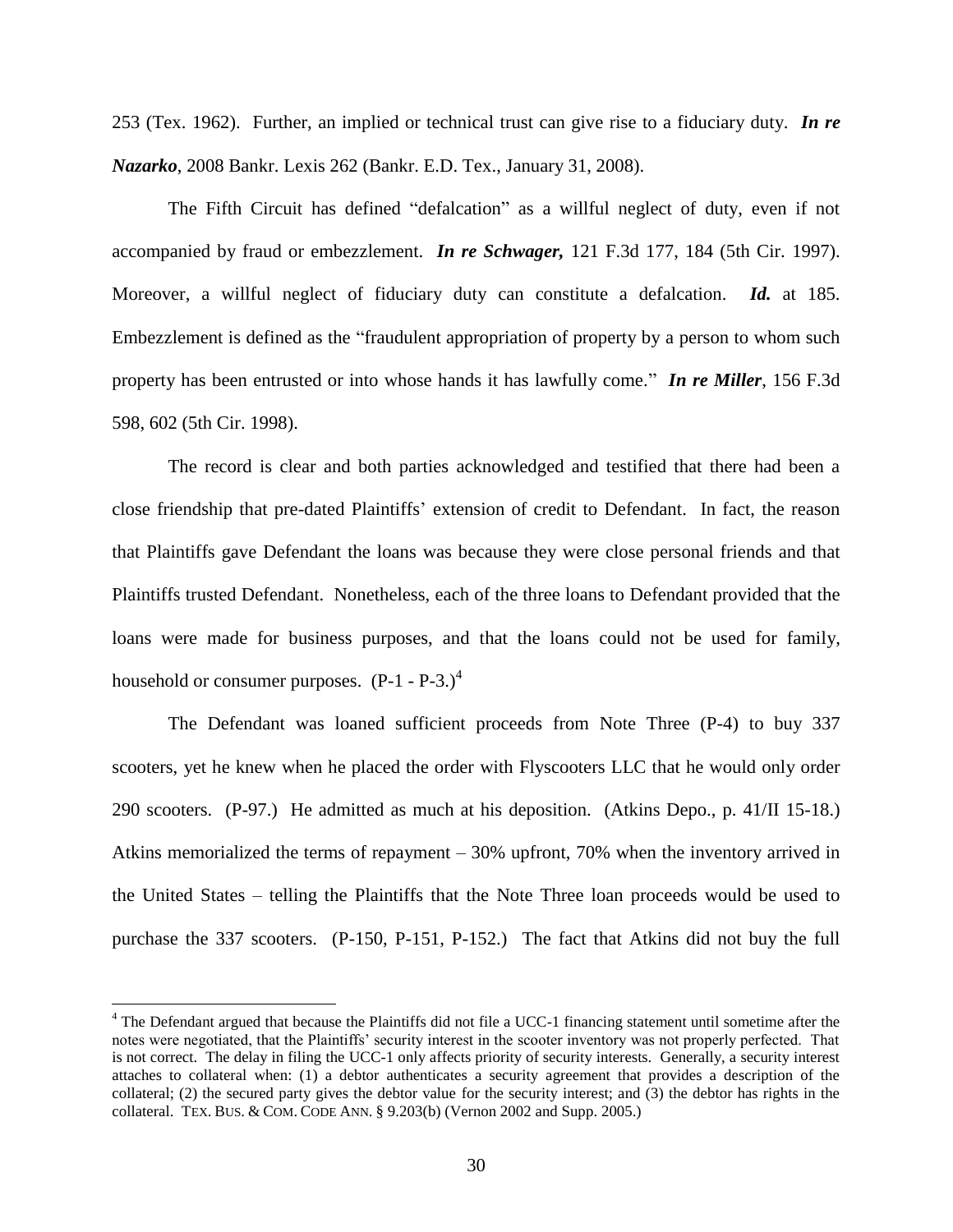253 (Tex. 1962). Further, an implied or technical trust can give rise to a fiduciary duty. ***In re Nazarko***, 2008 Bankr. Lexis 262 (Bankr. E.D. Tex., January 31, 2008).

The Fifth Circuit has defined "defalcation" as a willful neglect of duty, even if not accompanied by fraud or embezzlement. ***In re Schwager,*** 121 F.3d 177, 184 (5th Cir. 1997). Moreover, a willful neglect of fiduciary duty can constitute a defalcation. ***Id.*** at 185. Embezzlement is defined as the "fraudulent appropriation of property by a person to whom such property has been entrusted or into whose hands it has lawfully come." ***In re Miller***, 156 F.3d 598, 602 (5th Cir. 1998).

The record is clear and both parties acknowledged and testified that there had been a close friendship that pre-dated Plaintiffs' extension of credit to Defendant. In fact, the reason that Plaintiffs gave Defendant the loans was because they were close personal friends and that Plaintiffs trusted Defendant. Nonetheless, each of the three loans to Defendant provided that the loans were made for business purposes, and that the loans could not be used for family, household or consumer purposes. (P-1 - P-3.)[4]

The Defendant was loaned sufficient proceeds from Note Three (P-4) to buy 337 scooters, yet he knew when he placed the order with Flyscooters LLC that he would only order 290 scooters. (P-97.) He admitted as much at his deposition. (Atkins Depo., p. 41/II 15-18.) Atkins memorialized the terms of repayment – 30% upfront, 70% when the inventory arrived in the United States – telling the Plaintiffs that the Note Three loan proceeds would be used to purchase the 337 scooters. (P-150, P-151, P-152.) The fact that Atkins did not buy the full

[4] The Defendant argued that because the Plaintiffs did not file a UCC-1 financing statement until sometime after the notes were negotiated, that the Plaintiffs' security interest in the scooter inventory was not properly perfected. That is not correct. The delay in filing the UCC-1 only affects priority of security interests. Generally, a security interest attaches to collateral when: (1) a debtor authenticates a security agreement that provides a description of the collateral; (2) the secured party gives the debtor value for the security interest; and (3) the debtor has rights in the collateral. TEX. BUS. & COM. CODE ANN. § 9.203(b) (Vernon 2002 and Supp. 2005.)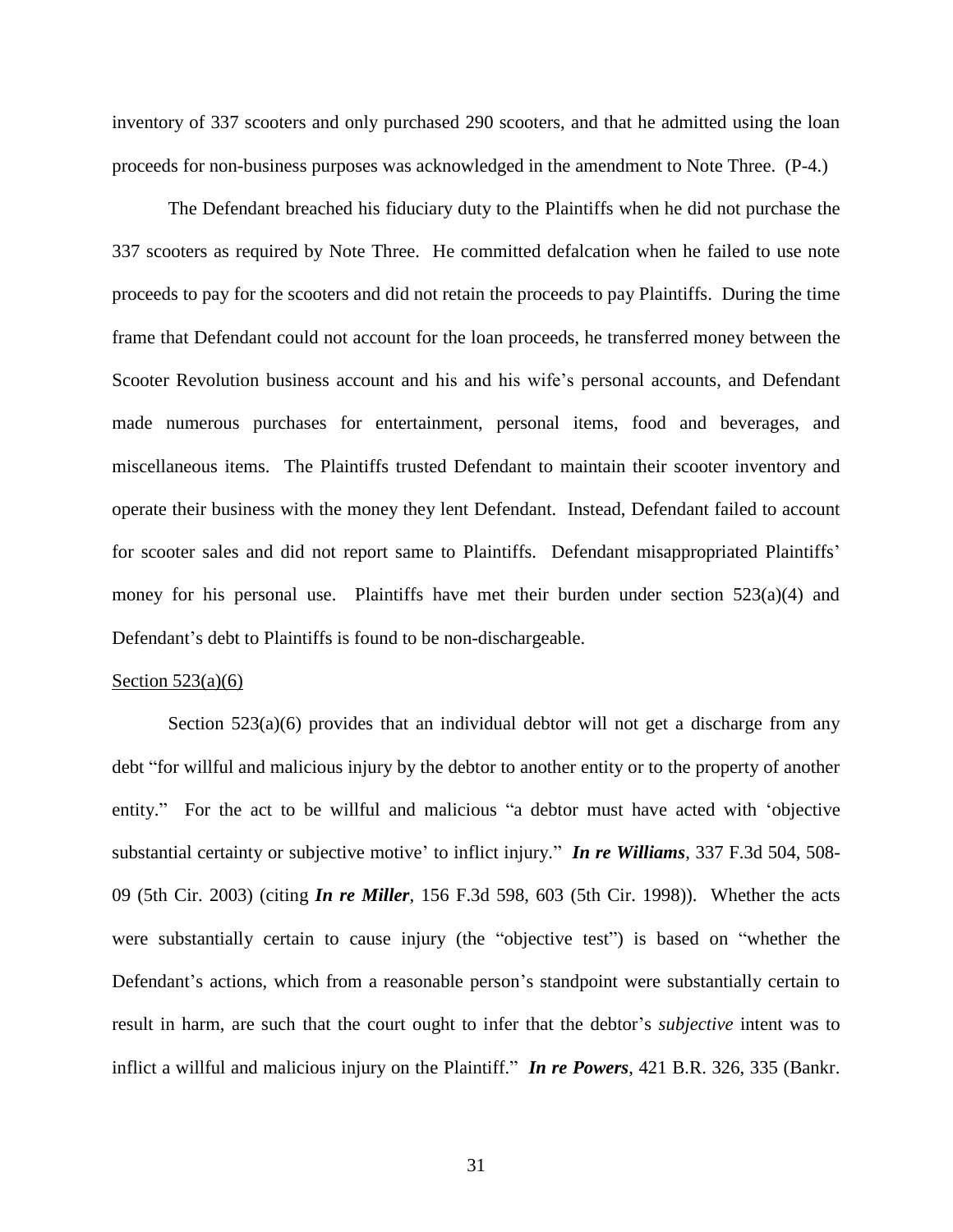inventory of 337 scooters and only purchased 290 scooters, and that he admitted using the loan proceeds for non-business purposes was acknowledged in the amendment to Note Three. (P-4.)

The Defendant breached his fiduciary duty to the Plaintiffs when he did not purchase the 337 scooters as required by Note Three. He committed defalcation when he failed to use note proceeds to pay for the scooters and did not retain the proceeds to pay Plaintiffs. During the time frame that Defendant could not account for the loan proceeds, he transferred money between the Scooter Revolution business account and his and his wife's personal accounts, and Defendant made numerous purchases for entertainment, personal items, food and beverages, and miscellaneous items. The Plaintiffs trusted Defendant to maintain their scooter inventory and operate their business with the money they lent Defendant. Instead, Defendant failed to account for scooter sales and did not report same to Plaintiffs. Defendant misappropriated Plaintiffs' money for his personal use. Plaintiffs have met their burden under section 523(a)(4) and Defendant's debt to Plaintiffs is found to be non-dischargeable.

<u>Section 523(a)(6)</u>

Section 523(a)(6) provides that an individual debtor will not get a discharge from any debt "for willful and malicious injury by the debtor to another entity or to the property of another entity." For the act to be willful and malicious "a debtor must have acted with 'objective substantial certainty or subjective motive' to inflict injury." ***In re Williams***, 337 F.3d 504, 508-09 (5th Cir. 2003) (citing ***In re Miller***, 156 F.3d 598, 603 (5th Cir. 1998)). Whether the acts were substantially certain to cause injury (the "objective test") is based on "whether the Defendant's actions, which from a reasonable person's standpoint were substantially certain to result in harm, are such that the court ought to infer that the debtor's *subjective* intent was to inflict a willful and malicious injury on the Plaintiff." ***In re Powers***, 421 B.R. 326, 335 (Bankr.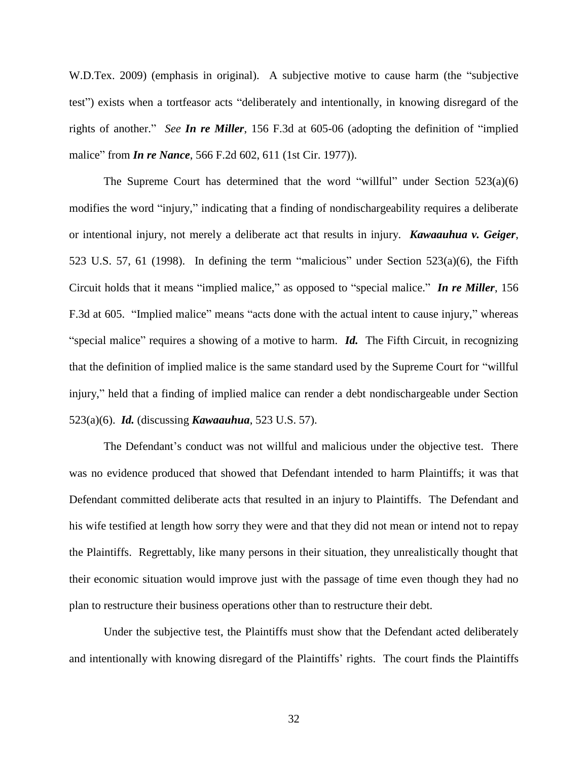W.D.Tex. 2009) (emphasis in original). A subjective motive to cause harm (the "subjective test") exists when a tortfeasor acts "deliberately and intentionally, in knowing disregard of the rights of another." *See* ***In re Miller***, 156 F.3d at 605-06 (adopting the definition of "implied malice" from ***In re Nance***, 566 F.2d 602, 611 (1st Cir. 1977)).

The Supreme Court has determined that the word "willful" under Section 523(a)(6) modifies the word "injury," indicating that a finding of nondischargeability requires a deliberate or intentional injury, not merely a deliberate act that results in injury. ***Kawaauhua v. Geiger***, 523 U.S. 57, 61 (1998). In defining the term "malicious" under Section 523(a)(6), the Fifth Circuit holds that it means "implied malice," as opposed to "special malice." ***In re Miller***, 156 F.3d at 605. "Implied malice" means "acts done with the actual intent to cause injury," whereas "special malice" requires a showing of a motive to harm. ***Id.*** The Fifth Circuit, in recognizing that the definition of implied malice is the same standard used by the Supreme Court for "willful injury," held that a finding of implied malice can render a debt nondischargeable under Section 523(a)(6). ***Id.*** (discussing ***Kawaauhua***, 523 U.S. 57).

The Defendant's conduct was not willful and malicious under the objective test. There was no evidence produced that showed that Defendant intended to harm Plaintiffs; it was that Defendant committed deliberate acts that resulted in an injury to Plaintiffs. The Defendant and his wife testified at length how sorry they were and that they did not mean or intend not to repay the Plaintiffs. Regrettably, like many persons in their situation, they unrealistically thought that their economic situation would improve just with the passage of time even though they had no plan to restructure their business operations other than to restructure their debt.

Under the subjective test, the Plaintiffs must show that the Defendant acted deliberately and intentionally with knowing disregard of the Plaintiffs' rights. The court finds the Plaintiffs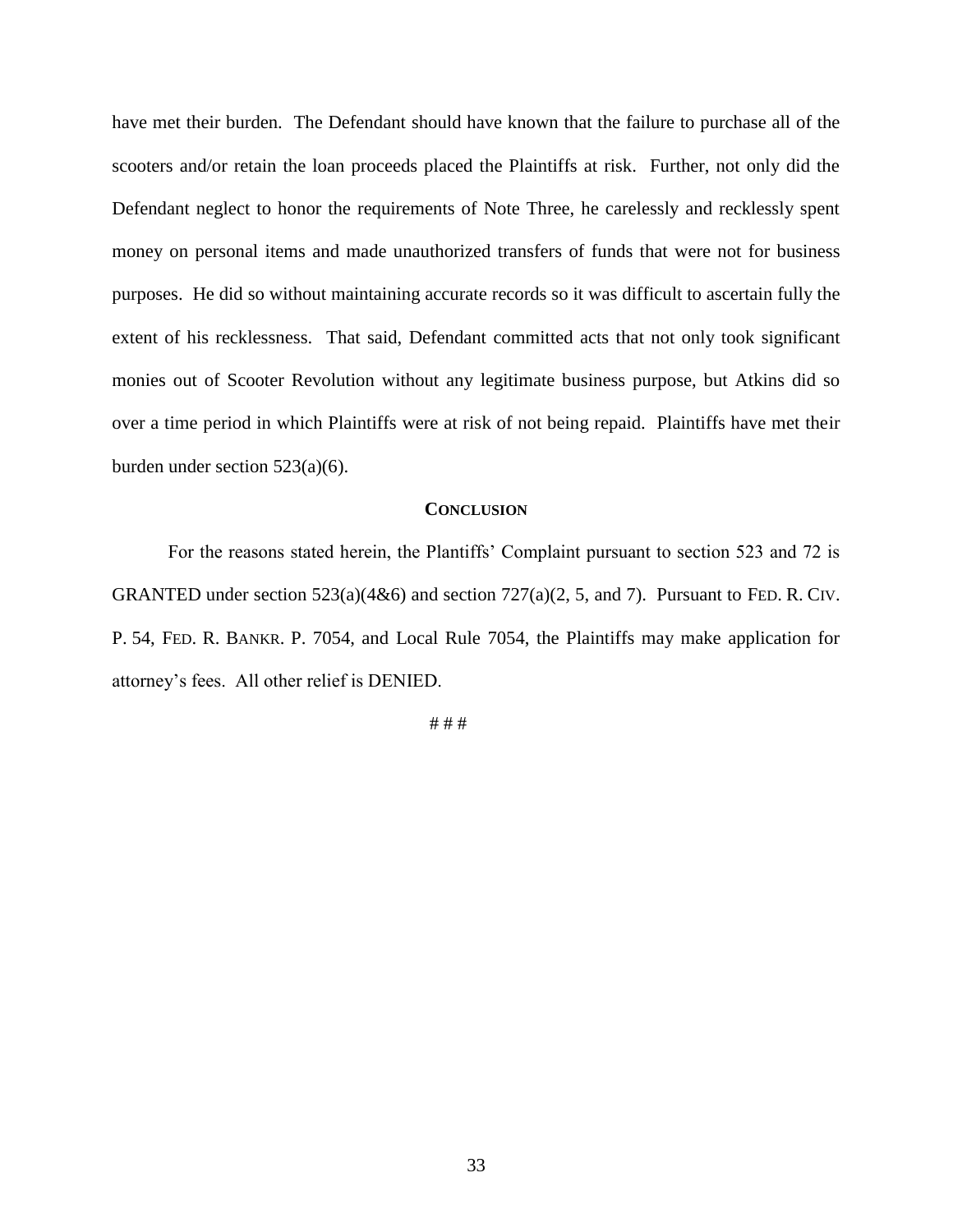have met their burden. The Defendant should have known that the failure to purchase all of the scooters and/or retain the loan proceeds placed the Plaintiffs at risk. Further, not only did the Defendant neglect to honor the requirements of Note Three, he carelessly and recklessly spent money on personal items and made unauthorized transfers of funds that were not for business purposes. He did so without maintaining accurate records so it was difficult to ascertain fully the extent of his recklessness. That said, Defendant committed acts that not only took significant monies out of Scooter Revolution without any legitimate business purpose, but Atkins did so over a time period in which Plaintiffs were at risk of not being repaid. Plaintiffs have met their burden under section 523(a)(6).

## CONCLUSION

For the reasons stated herein, the Plantiffs' Complaint pursuant to section 523 and 72 is GRANTED under section 523(a)(4&6) and section 727(a)(2, 5, and 7). Pursuant to FED. R. CIV. P. 54, FED. R. BANKR. P. 7054, and Local Rule 7054, the Plaintiffs may make application for attorney's fees. All other relief is DENIED.

# # #